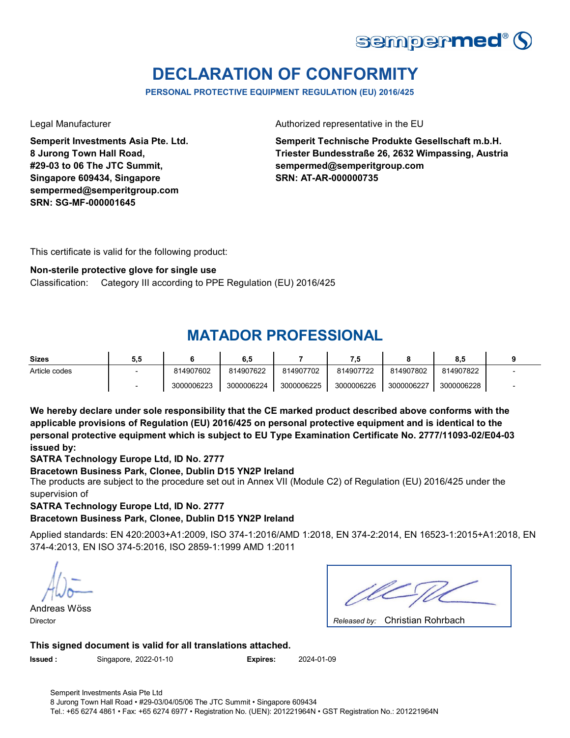sempermed®

# DECLARATION OF CONFORMITY

**PERSONAL PROTECTIVE EQUIPMENT REGULATION (EU) 2016/425**

Legal Manufacturer

**Semperit Investments Asia Pte. Ltd.**
**8 Jurong Town Hall Road,**
**#29-03 to 06 The JTC Summit,**
**Singapore 609434, Singapore**
**sempermed@semperitgroup.com**
**SRN: SG-MF-000001645**

Authorized representative in the EU

**Semperit Technische Produkte Gesellschaft m.b.H.**
**Triester Bundesstraße 26, 2632 Wimpassing, Austria**
**sempermed@semperitgroup.com**
**SRN: AT-AR-000000735**

This certificate is valid for the following product:

**Non-sterile protective glove for single use**

Classification: Category III according to PPE Regulation (EU) 2016/425

## MATADOR PROFESSIONAL

| Sizes | 5,5 | 6 | 6,5 | 7 | 7,5 | 8 | 8,5 | 9 |
|---|---|---|---|---|---|---|---|---|
| Article codes | - | 814907602 | 814907622 | 814907702 | 814907722 | 814907802 | 814907822 | - |
| | - | 3000006223 | 3000006224 | 3000006225 | 3000006226 | 3000006227 | 3000006228 | - |

**We hereby declare under sole responsibility that the CE marked product described above conforms with the applicable provisions of Regulation (EU) 2016/425 on personal protective equipment and is identical to the personal protective equipment which is subject to EU Type Examination Certificate No. 2777/11093-02/E04-03 issued by:**

**SATRA Technology Europe Ltd, ID No. 2777**
**Bracetown Business Park, Clonee, Dublin D15 YN2P Ireland**

The products are subject to the procedure set out in Annex VII (Module C2) of Regulation (EU) 2016/425 under the supervision of

**SATRA Technology Europe Ltd, ID No. 2777**
**Bracetown Business Park, Clonee, Dublin D15 YN2P Ireland**

Applied standards: EN 420:2003+A1:2009, ISO 374-1:2016/AMD 1:2018, EN 374-2:2014, EN 16523-1:2015+A1:2018, EN 374-4:2013, EN ISO 374-5:2016, ISO 2859-1:1999 AMD 1:2011

Andreas Wöss
Director

*Released by:* Christian Rohrbach

**This signed document is valid for all translations attached.**

**Issued :** Singapore, 2022-01-10 **Expires:** 2024-01-09

Semperit Investments Asia Pte Ltd
8 Jurong Town Hall Road • #29-03/04/05/06 The JTC Summit • Singapore 609434
Tel.: +65 6274 4861 • Fax: +65 6274 6977 • Registration No. (UEN): 201221964N • GST Registration No.: 201221964N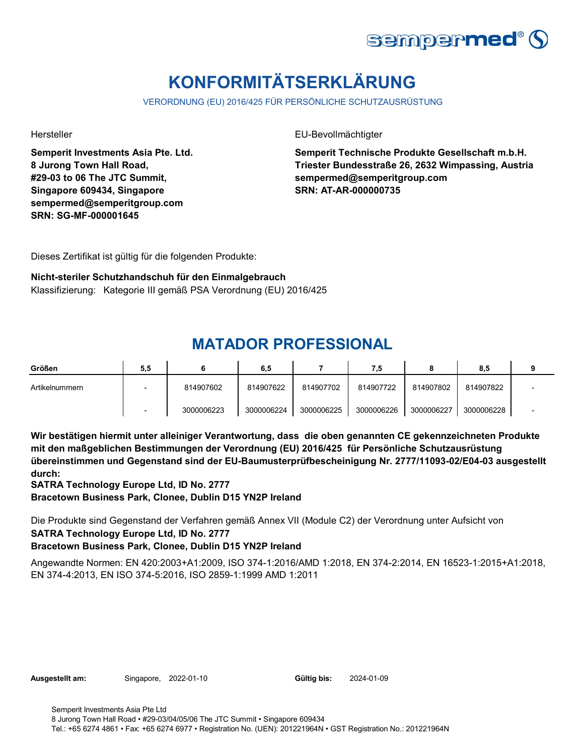# KONFORMITÄTSERKLÄRUNG

VERORDNUNG (EU) 2016/425 FÜR PERSÖNLICHE SCHUTZAUSRÜSTUNG

Hersteller

**Semperit Investments Asia Pte. Ltd.
8 Jurong Town Hall Road,
#29-03 to 06 The JTC Summit,
Singapore 609434, Singapore
sempermed@semperitgroup.com
SRN: SG-MF-000001645**

EU-Bevollmächtigter

**Semperit Technische Produkte Gesellschaft m.b.H.
Triester Bundesstraße 26, 2632 Wimpassing, Austria
sempermed@semperitgroup.com
SRN: AT-AR-000000735**

Dieses Zertifikat ist gültig für die folgenden Produkte:

**Nicht-steriler Schutzhandschuh für den Einmalgebrauch**
Klassifizierung: Kategorie III gemäß PSA Verordnung (EU) 2016/425

## MATADOR PROFESSIONAL

| Größen | 5,5 | 6 | 6,5 | 7 | 7,5 | 8 | 8,5 | 9 |
|---|---|---|---|---|---|---|---|---|
| Artikelnummern | - | 814907602 | 814907622 | 814907702 | 814907722 | 814907802 | 814907822 | - |
| | - | 3000006223 | 3000006224 | 3000006225 | 3000006226 | 3000006227 | 3000006228 | - |

**Wir bestätigen hiermit unter alleiniger Verantwortung, dass die oben genannten CE gekennzeichneten Produkte mit den maßgeblichen Bestimmungen der Verordnung (EU) 2016/425 für Persönliche Schutzausrüstung übereinstimmen und Gegenstand sind der EU-Baumusterprüfbescheinigung Nr. 2777/11093-02/E04-03 ausgestellt durch:**
**SATRA Technology Europe Ltd, ID No. 2777**
**Bracetown Business Park, Clonee, Dublin D15 YN2P Ireland**

Die Produkte sind Gegenstand der Verfahren gemäß Annex VII (Module C2) der Verordnung unter Aufsicht von
**SATRA Technology Europe Ltd, ID No. 2777**
**Bracetown Business Park, Clonee, Dublin D15 YN2P Ireland**

Angewandte Normen: EN 420:2003+A1:2009, ISO 374-1:2016/AMD 1:2018, EN 374-2:2014, EN 16523-1:2015+A1:2018, EN 374-4:2013, EN ISO 374-5:2016, ISO 2859-1:1999 AMD 1:2011

**Ausgestellt am:** Singapore, 2022-01-10 **Gültig bis:** 2024-01-09

Semperit Investments Asia Pte Ltd
8 Jurong Town Hall Road • #29-03/04/05/06 The JTC Summit • Singapore 609434
Tel.: +65 6274 4861 • Fax: +65 6274 6977 • Registration No. (UEN): 201221964N • GST Registration No.: 201221964N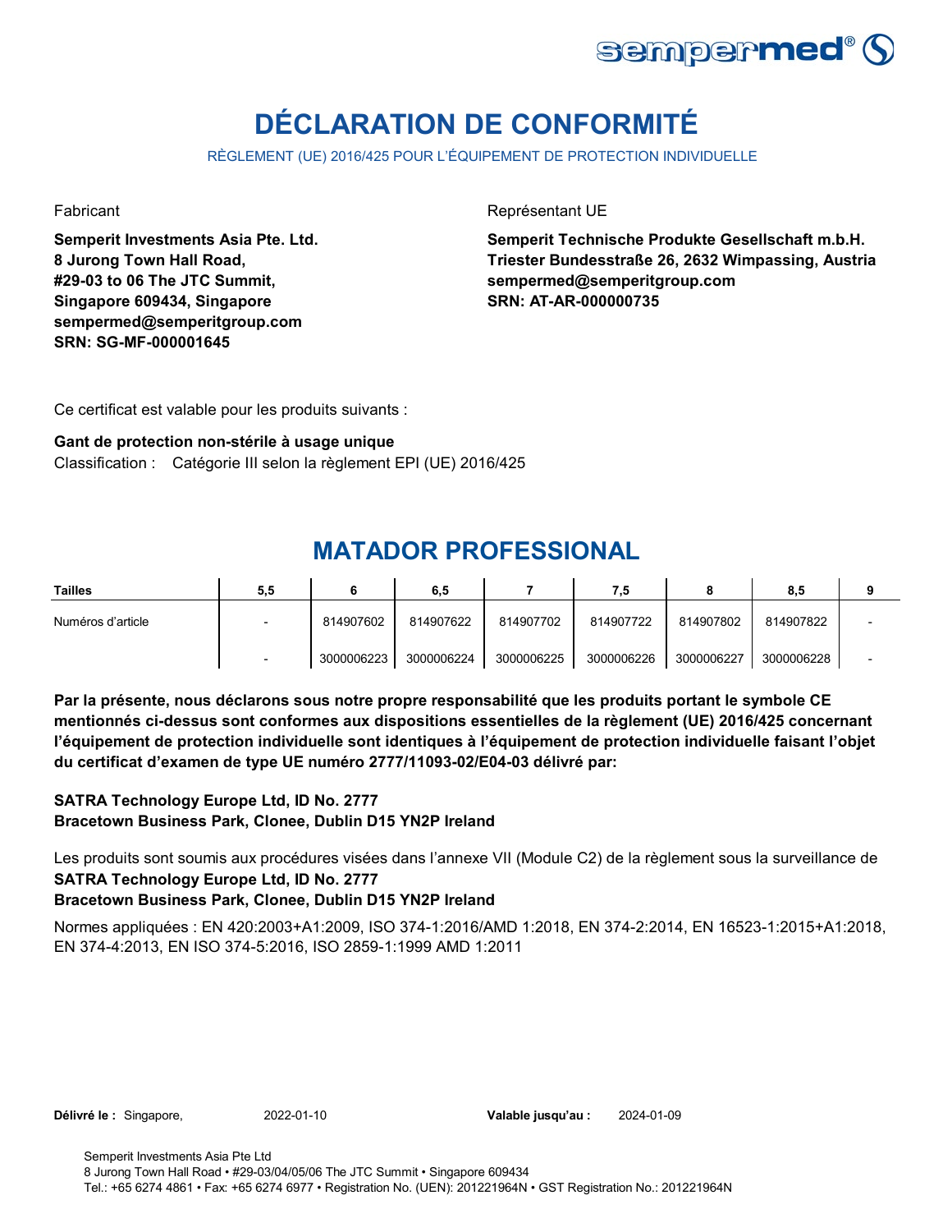# DÉCLARATION DE CONFORMITÉ

RÈGLEMENT (UE) 2016/425 POUR L'ÉQUIPEMENT DE PROTECTION INDIVIDUELLE

Fabricant

**Semperit Investments Asia Pte. Ltd.**
**8 Jurong Town Hall Road,**
**#29-03 to 06 The JTC Summit,**
**Singapore 609434, Singapore**
**sempermed@semperitgroup.com**
**SRN: SG-MF-000001645**

Représentant UE

**Semperit Technische Produkte Gesellschaft m.b.H.**
**Triester Bundesstraße 26, 2632 Wimpassing, Austria**
**sempermed@semperitgroup.com**
**SRN: AT-AR-000000735**

Ce certificat est valable pour les produits suivants :

**Gant de protection non-stérile à usage unique**
Classification : Catégorie III selon la règlement EPI (UE) 2016/425

## MATADOR PROFESSIONAL

| **Tailles** | **5,5** | **6** | **6,5** | **7** | **7,5** | **8** | **8,5** | **9** |
|---|---|---|---|---|---|---|---|---|
| Numéros d'article | - | 814907602 | 814907622 | 814907702 | 814907722 | 814907802 | 814907822 | - |
| | - | 3000006223 | 3000006224 | 3000006225 | 3000006226 | 3000006227 | 3000006228 | - |

**Par la présente, nous déclarons sous notre propre responsabilité que les produits portant le symbole CE mentionnés ci-dessus sont conformes aux dispositions essentielles de la règlement (UE) 2016/425 concernant l'équipement de protection individuelle sont identiques à l'équipement de protection individuelle faisant l'objet du certificat d'examen de type UE numéro 2777/11093-02/E04-03 délivré par:**

**SATRA Technology Europe Ltd, ID No. 2777**
**Bracetown Business Park, Clonee, Dublin D15 YN2P Ireland**

Les produits sont soumis aux procédures visées dans l'annexe VII (Module C2) de la règlement sous la surveillance de
**SATRA Technology Europe Ltd, ID No. 2777**
**Bracetown Business Park, Clonee, Dublin D15 YN2P Ireland**

Normes appliquées : EN 420:2003+A1:2009, ISO 374-1:2016/AMD 1:2018, EN 374-2:2014, EN 16523-1:2015+A1:2018, EN 374-4:2013, EN ISO 374-5:2016, ISO 2859-1:1999 AMD 1:2011

**Délivré le :** Singapore, 2022-01-10 **Valable jusqu'au :** 2024-01-09

Semperit Investments Asia Pte Ltd
8 Jurong Town Hall Road • #29-03/04/05/06 The JTC Summit • Singapore 609434
Tel.: +65 6274 4861 • Fax: +65 6274 6977 • Registration No. (UEN): 201221964N • GST Registration No.: 201221964N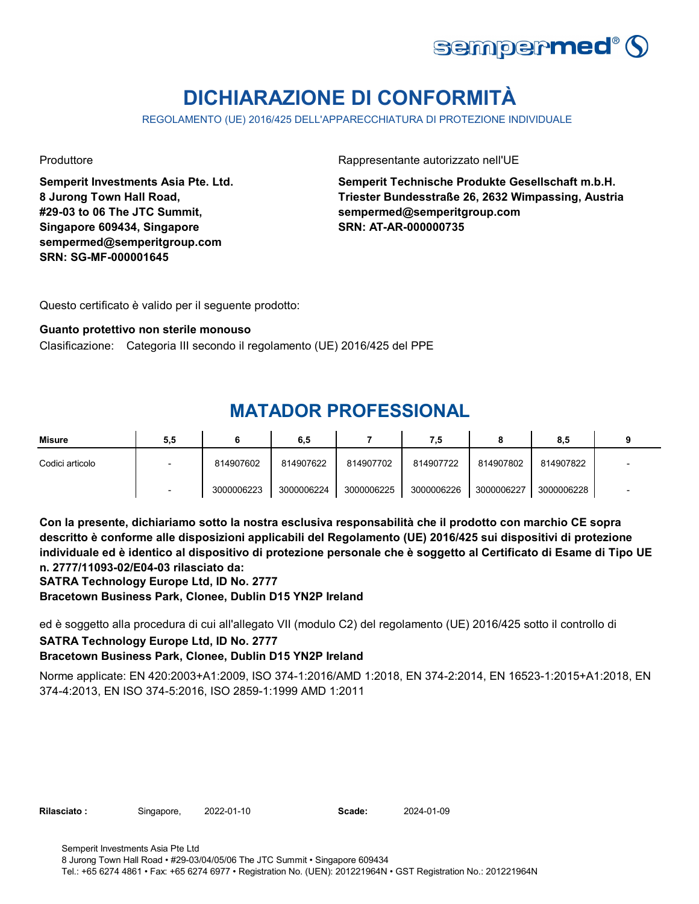# DICHIARAZIONE DI CONFORMITÀ

REGOLAMENTO (UE) 2016/425 DELL'APPARECCHIATURA DI PROTEZIONE INDIVIDUALE

Produttore

**Semperit Investments Asia Pte. Ltd.**
**8 Jurong Town Hall Road,**
**#29-03 to 06 The JTC Summit,**
**Singapore 609434, Singapore**
**sempermed@semperitgroup.com**
**SRN: SG-MF-000001645**

Rappresentante autorizzato nell'UE

**Semperit Technische Produkte Gesellschaft m.b.H.**
**Triester Bundesstraße 26, 2632 Wimpassing, Austria**
**sempermed@semperitgroup.com**
**SRN: AT-AR-000000735**

Questo certificato è valido per il seguente prodotto:

**Guanto protettivo non sterile monouso**

Clasificazione: Categoria III secondo il regolamento (UE) 2016/425 del PPE

## MATADOR PROFESSIONAL

| Misure | 5,5 | 6 | 6,5 | 7 | 7,5 | 8 | 8,5 | 9 |
|---|---|---|---|---|---|---|---|---|
| Codici articolo | - | 814907602 | 814907622 | 814907702 | 814907722 | 814907802 | 814907822 | - |
| | - | 3000006223 | 3000006224 | 3000006225 | 3000006226 | 3000006227 | 3000006228 | - |

**Con la presente, dichiariamo sotto la nostra esclusiva responsabilità che il prodotto con marchio CE sopra descritto è conforme alle disposizioni applicabili del Regolamento (UE) 2016/425 sui dispositivi di protezione individuale ed è identico al dispositivo di protezione personale che è soggetto al Certificato di Esame di Tipo UE n. 2777/11093-02/E04-03 rilasciato da:**
**SATRA Technology Europe Ltd, ID No. 2777**
**Bracetown Business Park, Clonee, Dublin D15 YN2P Ireland**

ed è soggetto alla procedura di cui all'allegato VII (modulo C2) del regolamento (UE) 2016/425 sotto il controllo di
**SATRA Technology Europe Ltd, ID No. 2777**
**Bracetown Business Park, Clonee, Dublin D15 YN2P Ireland**

Norme applicate: EN 420:2003+A1:2009, ISO 374-1:2016/AMD 1:2018, EN 374-2:2014, EN 16523-1:2015+A1:2018, EN 374-4:2013, EN ISO 374-5:2016, ISO 2859-1:1999 AMD 1:2011

**Rilasciato :** Singapore, 2022-01-10 **Scade:** 2024-01-09

Semperit Investments Asia Pte Ltd
8 Jurong Town Hall Road • #29-03/04/05/06 The JTC Summit • Singapore 609434
Tel.: +65 6274 4861 • Fax: +65 6274 6977 • Registration No. (UEN): 201221964N • GST Registration No.: 201221964N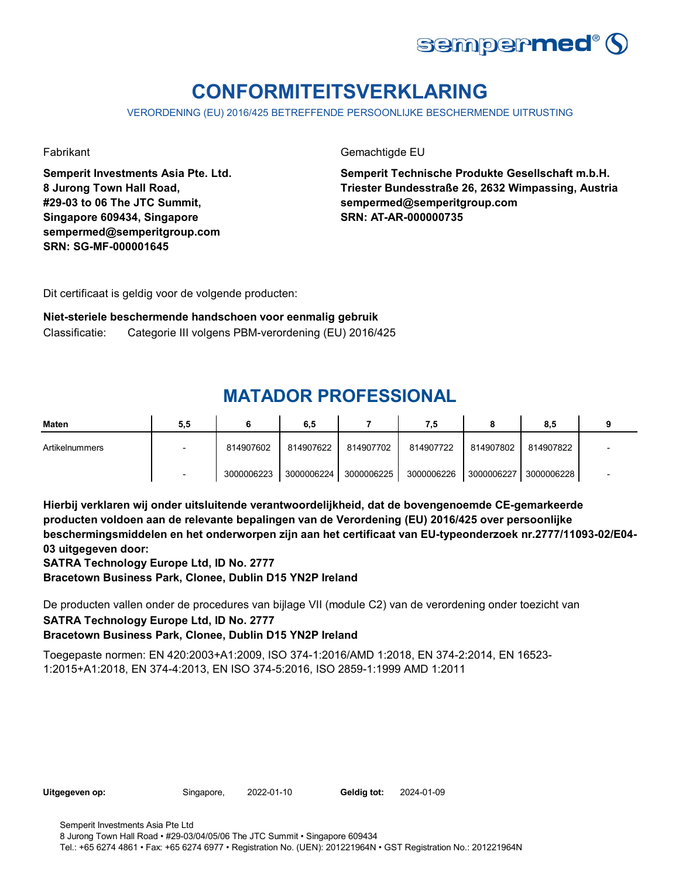# CONFORMITEITSVERKLARING

VERORDENING (EU) 2016/425 BETREFFENDE PERSOONLIJKE BESCHERMENDE UITRUSTING

Fabrikant

**Semperit Investments Asia Pte. Ltd.**
**8 Jurong Town Hall Road,**
**#29-03 to 06 The JTC Summit,**
**Singapore 609434, Singapore**
**sempermed@semperitgroup.com**
**SRN: SG-MF-000001645**

Gemachtigde EU

**Semperit Technische Produkte Gesellschaft m.b.H.**
**Triester Bundesstraße 26, 2632 Wimpassing, Austria**
**sempermed@semperitgroup.com**
**SRN: AT-AR-000000735**

Dit certificaat is geldig voor de volgende producten:

**Niet-steriele beschermende handschoen voor eenmalig gebruik**

Classificatie: Categorie III volgens PBM-verordening (EU) 2016/425

## MATADOR PROFESSIONAL

| Maten | 5,5 | 6 | 6,5 | 7 | 7,5 | 8 | 8,5 | 9 |
|---|---|---|---|---|---|---|---|---|
| Artikelnummers | - | 814907602 | 814907622 | 814907702 | 814907722 | 814907802 | 814907822 | - |
| | - | 3000006223 | 3000006224 | 3000006225 | 3000006226 | 3000006227 | 3000006228 | - |

**Hierbij verklaren wij onder uitsluitende verantwoordelijkheid, dat de bovengenoemde CE-gemarkeerde producten voldoen aan de relevante bepalingen van de Verordening (EU) 2016/425 over persoonlijke beschermingsmiddelen en het onderworpen zijn aan het certificaat van EU-typeonderzoek nr.2777/11093-02/E04-03 uitgegeven door:**
**SATRA Technology Europe Ltd, ID No. 2777**
**Bracetown Business Park, Clonee, Dublin D15 YN2P Ireland**

De producten vallen onder de procedures van bijlage VII (module C2) van de verordening onder toezicht van
**SATRA Technology Europe Ltd, ID No. 2777**
**Bracetown Business Park, Clonee, Dublin D15 YN2P Ireland**

Toegepaste normen: EN 420:2003+A1:2009, ISO 374-1:2016/AMD 1:2018, EN 374-2:2014, EN 16523-1:2015+A1:2018, EN 374-4:2013, EN ISO 374-5:2016, ISO 2859-1:1999 AMD 1:2011

**Uitgegeven op:** Singapore, 2022-01-10 **Geldig tot:** 2024-01-09

Semperit Investments Asia Pte Ltd
8 Jurong Town Hall Road • #29-03/04/05/06 The JTC Summit • Singapore 609434
Tel.: +65 6274 4861 • Fax: +65 6274 6977 • Registration No. (UEN): 201221964N • GST Registration No.: 201221964N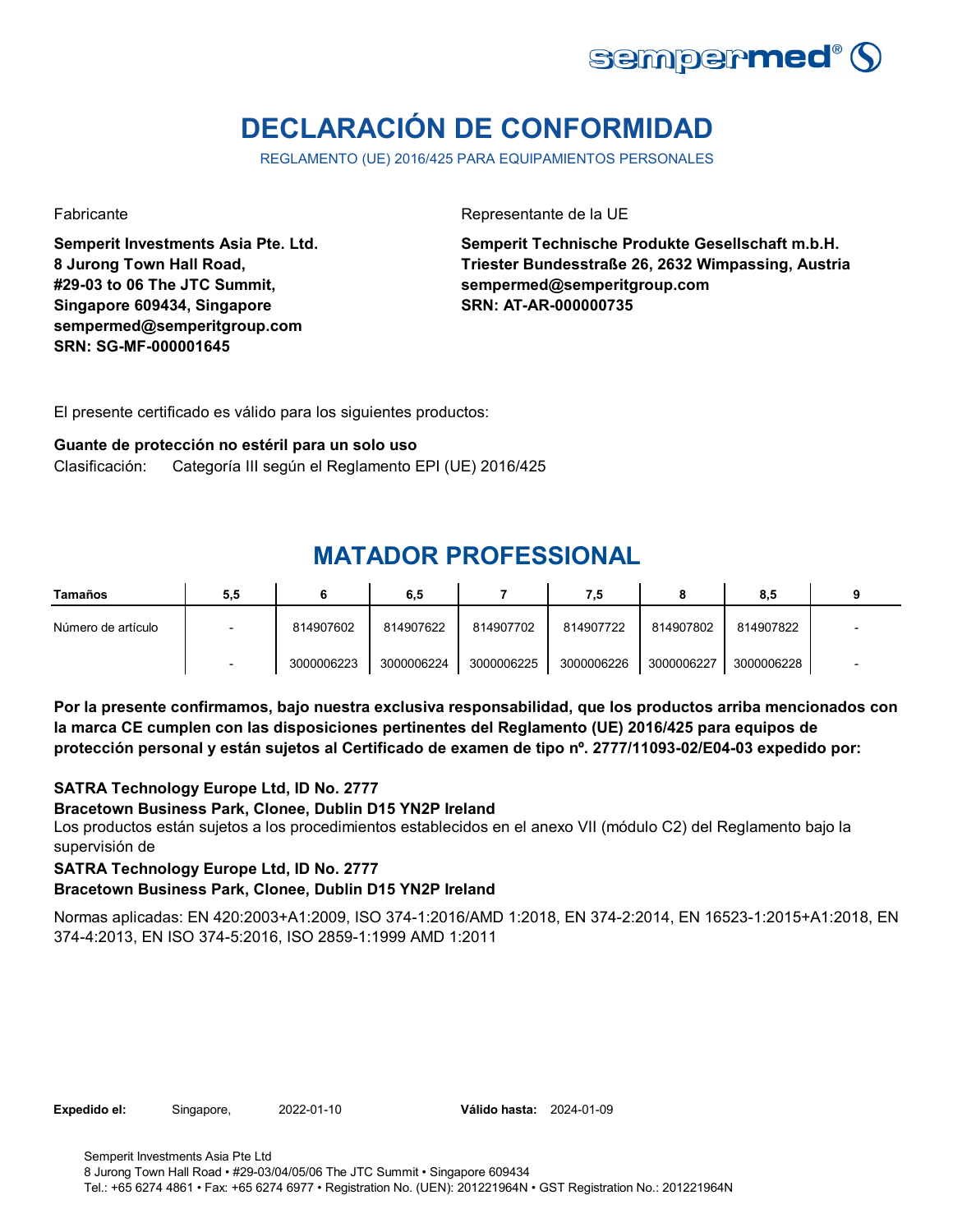# DECLARACIÓN DE CONFORMIDAD

REGLAMENTO (UE) 2016/425 PARA EQUIPAMIENTOS PERSONALES

Fabricante

**Semperit Investments Asia Pte. Ltd.**
**8 Jurong Town Hall Road,**
**#29-03 to 06 The JTC Summit,**
**Singapore 609434, Singapore**
**sempermed@semperitgroup.com**
**SRN: SG-MF-000001645**

Representante de la UE

**Semperit Technische Produkte Gesellschaft m.b.H.**
**Triester Bundesstraße 26, 2632 Wimpassing, Austria**
**sempermed@semperitgroup.com**
**SRN: AT-AR-000000735**

El presente certificado es válido para los siguientes productos:

**Guante de protección no estéril para un solo uso**

Clasificación: Categoría III según el Reglamento EPI (UE) 2016/425

## MATADOR PROFESSIONAL

| Tamaños | 5,5 | 6 | 6,5 | 7 | 7,5 | 8 | 8,5 | 9 |
|---|---|---|---|---|---|---|---|---|
| Número de artículo | - | 814907602 | 814907622 | 814907702 | 814907722 | 814907802 | 814907822 | - |
| | - | 3000006223 | 3000006224 | 3000006225 | 3000006226 | 3000006227 | 3000006228 | - |

**Por la presente confirmamos, bajo nuestra exclusiva responsabilidad, que los productos arriba mencionados con la marca CE cumplen con las disposiciones pertinentes del Reglamento (UE) 2016/425 para equipos de protección personal y están sujetos al Certificado de examen de tipo nº. 2777/11093-02/E04-03 expedido por:**

**SATRA Technology Europe Ltd, ID No. 2777**
**Bracetown Business Park, Clonee, Dublin D15 YN2P Ireland**

Los productos están sujetos a los procedimientos establecidos en el anexo VII (módulo C2) del Reglamento bajo la supervisión de

**SATRA Technology Europe Ltd, ID No. 2777**
**Bracetown Business Park, Clonee, Dublin D15 YN2P Ireland**

Normas aplicadas: EN 420:2003+A1:2009, ISO 374-1:2016/AMD 1:2018, EN 374-2:2014, EN 16523-1:2015+A1:2018, EN 374-4:2013, EN ISO 374-5:2016, ISO 2859-1:1999 AMD 1:2011

**Expedido el:** Singapore, 2022-01-10 **Válido hasta:** 2024-01-09

Semperit Investments Asia Pte Ltd
8 Jurong Town Hall Road • #29-03/04/05/06 The JTC Summit • Singapore 609434
Tel.: +65 6274 4861 • Fax: +65 6274 6977 • Registration No. (UEN): 201221964N • GST Registration No.: 201221964N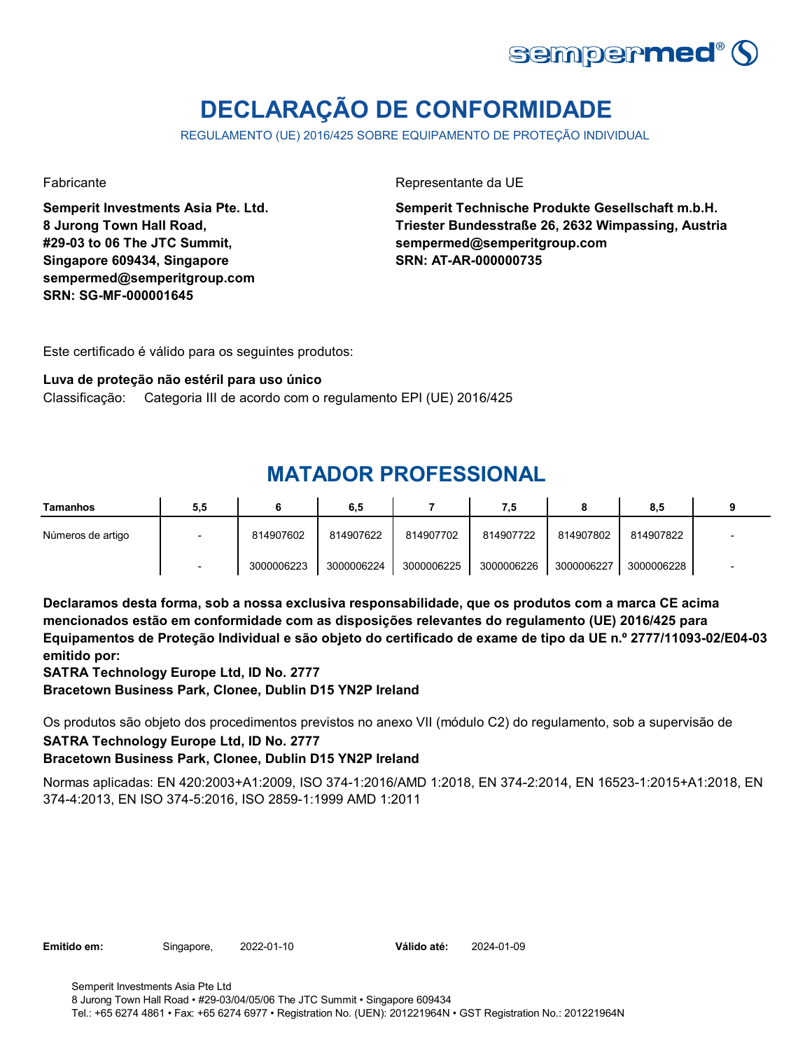# DECLARAÇÃO DE CONFORMIDADE

REGULAMENTO (UE) 2016/425 SOBRE EQUIPAMENTO DE PROTEÇÃO INDIVIDUAL

Fabricante

**Semperit Investments Asia Pte. Ltd.**
**8 Jurong Town Hall Road,**
**#29-03 to 06 The JTC Summit,**
**Singapore 609434, Singapore**
**sempermed@semperitgroup.com**
**SRN: SG-MF-000001645**

Representante da UE

**Semperit Technische Produkte Gesellschaft m.b.H.**
**Triester Bundesstraße 26, 2632 Wimpassing, Austria**
**sempermed@semperitgroup.com**
**SRN: AT-AR-000000735**

Este certificado é válido para os seguintes produtos:

**Luva de proteção não estéril para uso único**
Classificação: Categoria III de acordo com o regulamento EPI (UE) 2016/425

## MATADOR PROFESSIONAL

| Tamanhos | 5,5 | 6 | 6,5 | 7 | 7,5 | 8 | 8,5 | 9 |
|---|---|---|---|---|---|---|---|---|
| Números de artigo | - | 814907602 | 814907622 | 814907702 | 814907722 | 814907802 | 814907822 | - |
| | - | 3000006223 | 3000006224 | 3000006225 | 3000006226 | 3000006227 | 3000006228 | - |

**Declaramos desta forma, sob a nossa exclusiva responsabilidade, que os produtos com a marca CE acima mencionados estão em conformidade com as disposições relevantes do regulamento (UE) 2016/425 para Equipamentos de Proteção Individual e são objeto do certificado de exame de tipo da UE n.º 2777/11093-02/E04-03 emitido por:**
**SATRA Technology Europe Ltd, ID No. 2777**
**Bracetown Business Park, Clonee, Dublin D15 YN2P Ireland**

Os produtos são objeto dos procedimentos previstos no anexo VII (módulo C2) do regulamento, sob a supervisão de
**SATRA Technology Europe Ltd, ID No. 2777**
**Bracetown Business Park, Clonee, Dublin D15 YN2P Ireland**

Normas aplicadas: EN 420:2003+A1:2009, ISO 374-1:2016/AMD 1:2018, EN 374-2:2014, EN 16523-1:2015+A1:2018, EN 374-4:2013, EN ISO 374-5:2016, ISO 2859-1:1999 AMD 1:2011

**Emitido em:** Singapore, 2022-01-10 **Válido até:** 2024-01-09

Semperit Investments Asia Pte Ltd
8 Jurong Town Hall Road • #29-03/04/05/06 The JTC Summit • Singapore 609434
Tel.: +65 6274 4861 • Fax: +65 6274 6977 • Registration No. (UEN): 201221964N • GST Registration No.: 201221964N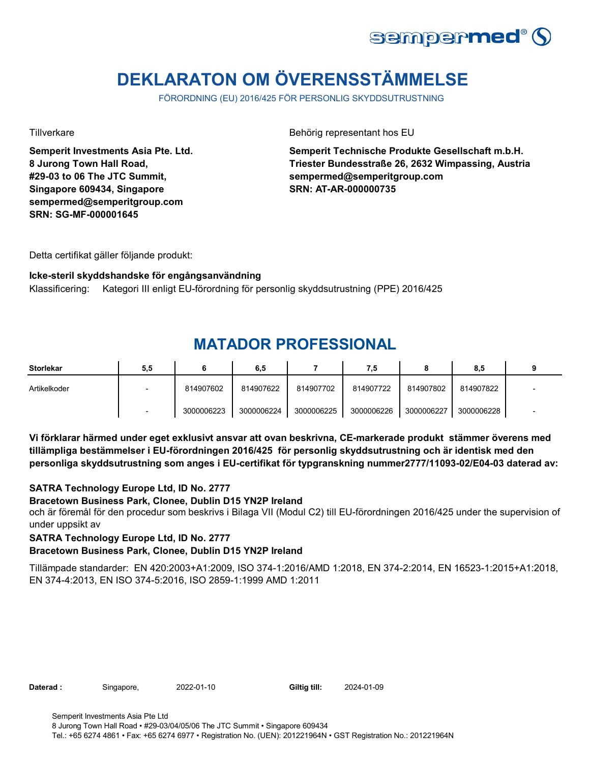# DEKLARATON OM ÖVERENSSTÄMMELSE

FÖRORDNING (EU) 2016/425 FÖR PERSONLIG SKYDDSUTRUSTNING

Tillverkare

**Semperit Investments Asia Pte. Ltd.**
**8 Jurong Town Hall Road,**
**#29-03 to 06 The JTC Summit,**
**Singapore 609434, Singapore**
**sempermed@semperitgroup.com**
**SRN: SG-MF-000001645**

Behörig representant hos EU

**Semperit Technische Produkte Gesellschaft m.b.H.**
**Triester Bundesstraße 26, 2632 Wimpassing, Austria**
**sempermed@semperitgroup.com**
**SRN: AT-AR-000000735**

Detta certifikat gäller följande produkt:

**Icke-steril skyddshandske för engångsanvändning**

Klassificering: Kategori III enligt EU-förordning för personlig skyddsutrustning (PPE) 2016/425

## MATADOR PROFESSIONAL

| Storlekar | 5,5 | 6 | 6,5 | 7 | 7,5 | 8 | 8,5 | 9 |
|---|---|---|---|---|---|---|---|---|
| Artikelkoder | - | 814907602 | 814907622 | 814907702 | 814907722 | 814907802 | 814907822 | - |
| | - | 3000006223 | 3000006224 | 3000006225 | 3000006226 | 3000006227 | 3000006228 | - |

**Vi förklarar härmed under eget exklusivt ansvar att ovan beskrivna, CE-markerade produkt stämmer överens med tillämpliga bestämmelser i EU-förordningen 2016/425 för personlig skyddsutrustning och är identisk med den personliga skyddsutrustning som anges i EU-certifikat för typgranskning nummer2777/11093-02/E04-03 daterad av:**

**SATRA Technology Europe Ltd, ID No. 2777**
**Bracetown Business Park, Clonee, Dublin D15 YN2P Ireland**
och är föremål för den procedur som beskrivs i Bilaga VII (Modul C2) till EU-förordningen 2016/425 under the supervision of under uppsikt av
**SATRA Technology Europe Ltd, ID No. 2777**
**Bracetown Business Park, Clonee, Dublin D15 YN2P Ireland**

Tillämpade standarder: EN 420:2003+A1:2009, ISO 374-1:2016/AMD 1:2018, EN 374-2:2014, EN 16523-1:2015+A1:2018, EN 374-4:2013, EN ISO 374-5:2016, ISO 2859-1:1999 AMD 1:2011

**Daterad :** Singapore, 2022-01-10 **Giltig till:** 2024-01-09

Semperit Investments Asia Pte Ltd
8 Jurong Town Hall Road • #29-03/04/05/06 The JTC Summit • Singapore 609434
Tel.: +65 6274 4861 • Fax: +65 6274 6977 • Registration No. (UEN): 201221964N • GST Registration No.: 201221964N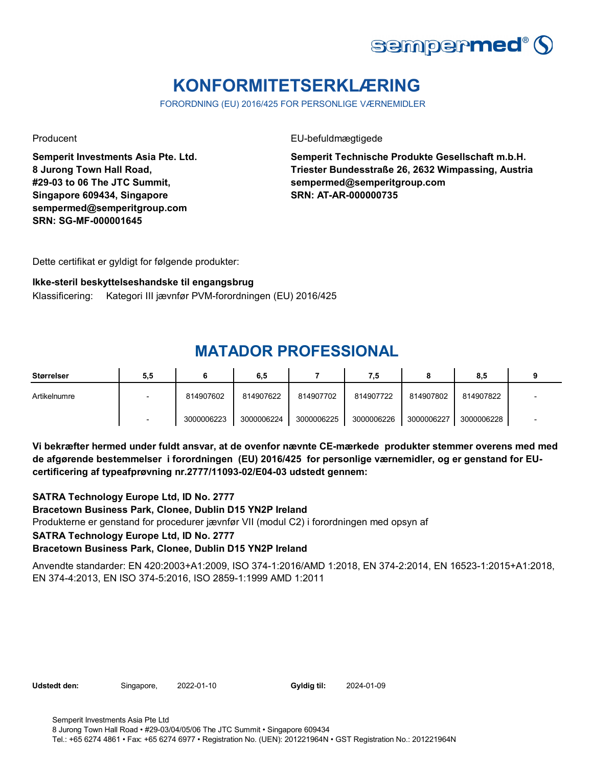sempermed®

# KONFORMITETSERKLÆRING

FORORDNING (EU) 2016/425 FOR PERSONLIGE VÆRNEMIDLER

Producent

**Semperit Investments Asia Pte. Ltd.**
**8 Jurong Town Hall Road,**
**#29-03 to 06 The JTC Summit,**
**Singapore 609434, Singapore**
**sempermed@semperitgroup.com**
**SRN: SG-MF-000001645**

EU-befuldmægtigede

**Semperit Technische Produkte Gesellschaft m.b.H.**
**Triester Bundesstraße 26, 2632 Wimpassing, Austria**
**sempermed@semperitgroup.com**
**SRN: AT-AR-000000735**

Dette certifikat er gyldigt for følgende produkter:

**Ikke-steril beskyttelseshandske til engangsbrug**

Klassificering: Kategori III jævnfør PVM-forordningen (EU) 2016/425

## MATADOR PROFESSIONAL

| Størrelser | 5,5 | 6 | 6,5 | 7 | 7,5 | 8 | 8,5 | 9 |
|---|---|---|---|---|---|---|---|---|
| Artikelnumre | - | 814907602 | 814907622 | 814907702 | 814907722 | 814907802 | 814907822 | - |
| | - | 3000006223 | 3000006224 | 3000006225 | 3000006226 | 3000006227 | 3000006228 | - |

**Vi bekræfter hermed under fuldt ansvar, at de ovenfor nævnte CE-mærkede produkter stemmer overens med med de afgørende bestemmelser i forordningen (EU) 2016/425 for personlige værnemidler, og er genstand for EU-certificering af typeafprøvning nr.2777/11093-02/E04-03 udstedt gennem:**

**SATRA Technology Europe Ltd, ID No. 2777**
**Bracetown Business Park, Clonee, Dublin D15 YN2P Ireland**
Produkterne er genstand for procedurer jævnfør VII (modul C2) i forordningen med opsyn af
**SATRA Technology Europe Ltd, ID No. 2777**
**Bracetown Business Park, Clonee, Dublin D15 YN2P Ireland**

Anvendte standarder: EN 420:2003+A1:2009, ISO 374-1:2016/AMD 1:2018, EN 374-2:2014, EN 16523-1:2015+A1:2018, EN 374-4:2013, EN ISO 374-5:2016, ISO 2859-1:1999 AMD 1:2011

**Udstedt den:** Singapore, 2022-01-10 **Gyldig til:** 2024-01-09

Semperit Investments Asia Pte Ltd
8 Jurong Town Hall Road • #29-03/04/05/06 The JTC Summit • Singapore 609434
Tel.: +65 6274 4861 • Fax: +65 6274 6977 • Registration No. (UEN): 201221964N • GST Registration No.: 201221964N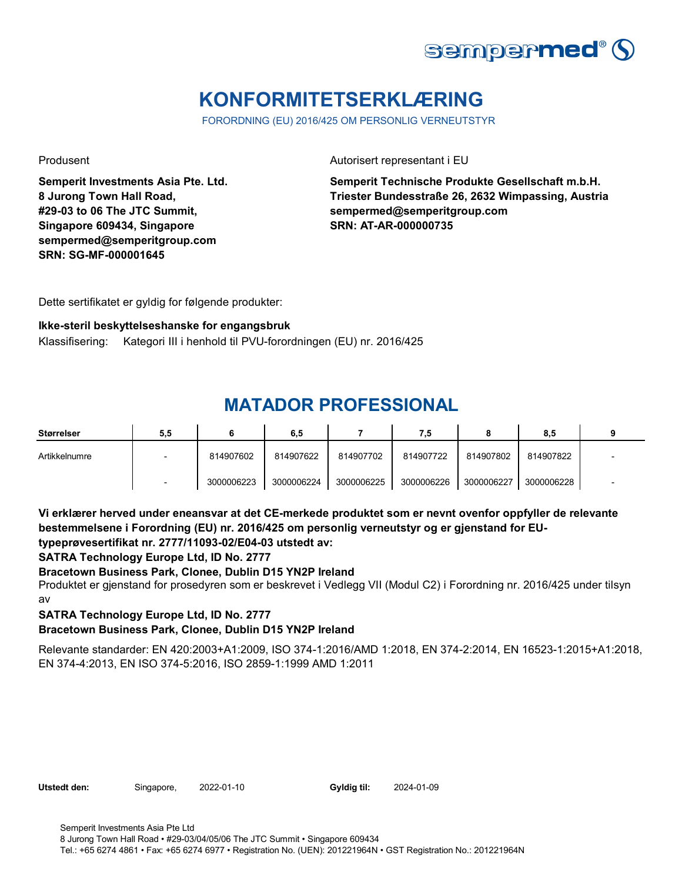# KONFORMITETSERKLÆRING

FORORDNING (EU) 2016/425 OM PERSONLIG VERNEUTSTYR

Produsent

**Semperit Investments Asia Pte. Ltd.**
**8 Jurong Town Hall Road,**
**#29-03 to 06 The JTC Summit,**
**Singapore 609434, Singapore**
**sempermed@semperitgroup.com**
**SRN: SG-MF-000001645**

Autorisert representant i EU

**Semperit Technische Produkte Gesellschaft m.b.H.**
**Triester Bundesstraße 26, 2632 Wimpassing, Austria**
**sempermed@semperitgroup.com**
**SRN: AT-AR-000000735**

Dette sertifikatet er gyldig for følgende produkter:

**Ikke-steril beskyttelseshanske for engangsbruk**

Klassifisering: Kategori III i henhold til PVU-forordningen (EU) nr. 2016/425

## MATADOR PROFESSIONAL

| Størrelser | 5,5 | 6 | 6,5 | 7 | 7,5 | 8 | 8,5 | 9 |
|---|---|---|---|---|---|---|---|---|
| Artikkelnumre | - | 814907602 | 814907622 | 814907702 | 814907722 | 814907802 | 814907822 | - |
| | - | 3000006223 | 3000006224 | 3000006225 | 3000006226 | 3000006227 | 3000006228 | - |

**Vi erklærer herved under eneansvar at det CE-merkede produktet som er nevnt ovenfor oppfyller de relevante bestemmelsene i Forordning (EU) nr. 2016/425 om personlig verneutstyr og er gjenstand for EU-typeprøvesertifikat nr. 2777/11093-02/E04-03 utstedt av:**

**SATRA Technology Europe Ltd, ID No. 2777**

**Bracetown Business Park, Clonee, Dublin D15 YN2P Ireland**

Produktet er gjenstand for prosedyren som er beskrevet i Vedlegg VII (Modul C2) i Forordning nr. 2016/425 under tilsyn av

**SATRA Technology Europe Ltd, ID No. 2777**

**Bracetown Business Park, Clonee, Dublin D15 YN2P Ireland**

Relevante standarder: EN 420:2003+A1:2009, ISO 374-1:2016/AMD 1:2018, EN 374-2:2014, EN 16523-1:2015+A1:2018, EN 374-4:2013, EN ISO 374-5:2016, ISO 2859-1:1999 AMD 1:2011

**Utstedt den:** Singapore, 2022-01-10 **Gyldig til:** 2024-01-09

Semperit Investments Asia Pte Ltd
8 Jurong Town Hall Road • #29-03/04/05/06 The JTC Summit • Singapore 609434
Tel.: +65 6274 4861 • Fax: +65 6274 6977 • Registration No. (UEN): 201221964N • GST Registration No.: 201221964N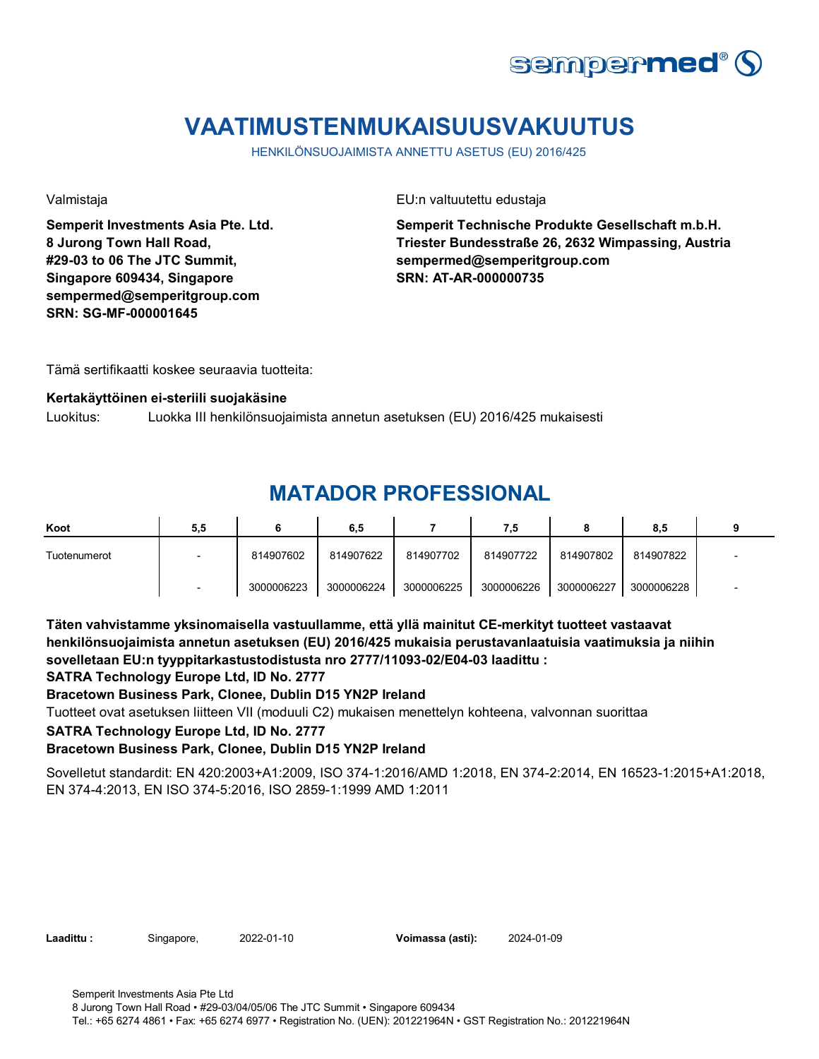# VAATIMUSTENMUKAISUUSVAKUUTUS

HENKILÖNSUOJAIMISTA ANNETTU ASETUS (EU) 2016/425

Valmistaja

**Semperit Investments Asia Pte. Ltd.**
**8 Jurong Town Hall Road,**
**#29-03 to 06 The JTC Summit,**
**Singapore 609434, Singapore**
**sempermed@semperitgroup.com**
**SRN: SG-MF-000001645**

EU:n valtuutettu edustaja

**Semperit Technische Produkte Gesellschaft m.b.H.**
**Triester Bundesstraße 26, 2632 Wimpassing, Austria**
**sempermed@semperitgroup.com**
**SRN: AT-AR-000000735**

Tämä sertifikaatti koskee seuraavia tuotteita:

**Kertakäyttöinen ei-steriili suojakäsine**

Luokitus: Luokka III henkilönsuojaimista annetun asetuksen (EU) 2016/425 mukaisesti

## MATADOR PROFESSIONAL

| Koot | 5,5 | 6 | 6,5 | 7 | 7,5 | 8 | 8,5 | 9 |
|---|---|---|---|---|---|---|---|---|
| Tuotenumerot | - | 814907602 | 814907622 | 814907702 | 814907722 | 814907802 | 814907822 | - |
| | - | 3000006223 | 3000006224 | 3000006225 | 3000006226 | 3000006227 | 3000006228 | - |

**Täten vahvistamme yksinomaisella vastuullamme, että yllä mainitut CE-merkityt tuotteet vastaavat henkilönsuojaimista annetun asetuksen (EU) 2016/425 mukaisia perustavanlaatuisia vaatimuksia ja niihin sovelletaan EU:n tyyppitarkastustodistusta nro 2777/11093-02/E04-03 laadittu :**
**SATRA Technology Europe Ltd, ID No. 2777**
**Bracetown Business Park, Clonee, Dublin D15 YN2P Ireland**
Tuotteet ovat asetuksen liitteen VII (moduuli C2) mukaisen menettelyn kohteena, valvonnan suorittaa
**SATRA Technology Europe Ltd, ID No. 2777**
**Bracetown Business Park, Clonee, Dublin D15 YN2P Ireland**

Sovelletut standardit: EN 420:2003+A1:2009, ISO 374-1:2016/AMD 1:2018, EN 374-2:2014, EN 16523-1:2015+A1:2018, EN 374-4:2013, EN ISO 374-5:2016, ISO 2859-1:1999 AMD 1:2011

**Laadittu :** Singapore, 2022-01-10 **Voimassa (asti):** 2024-01-09

Semperit Investments Asia Pte Ltd
8 Jurong Town Hall Road • #29-03/04/05/06 The JTC Summit • Singapore 609434
Tel.: +65 6274 4861 • Fax: +65 6274 6977 • Registration No. (UEN): 201221964N • GST Registration No.: 201221964N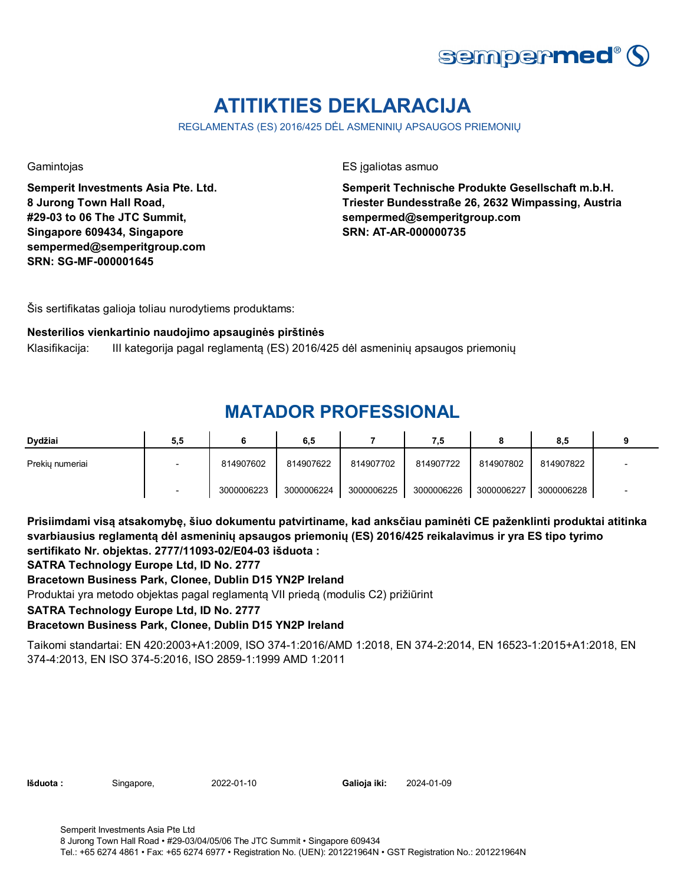sempermed®

# ATITIKTIES DEKLARACIJA

REGLAMENTAS (ES) 2016/425 DĖL ASMENINIŲ APSAUGOS PRIEMONIŲ

Gamintojas

**Semperit Investments Asia Pte. Ltd.**
**8 Jurong Town Hall Road,**
**#29-03 to 06 The JTC Summit,**
**Singapore 609434, Singapore**
**sempermed@semperitgroup.com**
**SRN: SG-MF-000001645**

ES įgaliotas asmuo

**Semperit Technische Produkte Gesellschaft m.b.H.**
**Triester Bundesstraße 26, 2632 Wimpassing, Austria**
**sempermed@semperitgroup.com**
**SRN: AT-AR-000000735**

Šis sertifikatas galioja toliau nurodytiems produktams:

**Nesterilios vienkartinio naudojimo apsauginės pirštinės**

Klasifikacija: III kategorija pagal reglamentą (ES) 2016/425 dėl asmeninių apsaugos priemonių

## MATADOR PROFESSIONAL

| Dydžiai | 5,5 | 6 | 6,5 | 7 | 7,5 | 8 | 8,5 | 9 |
|---|---|---|---|---|---|---|---|---|
| Prekių numeriai | - | 814907602 | 814907622 | 814907702 | 814907722 | 814907802 | 814907822 | - |
| | - | 3000006223 | 3000006224 | 3000006225 | 3000006226 | 3000006227 | 3000006228 | - |

**Prisiimdami visą atsakomybę, šiuo dokumentu patvirtiname, kad anksčiau paminėti CE paženklinti produktai atitinka svarbiausius reglamentą dėl asmeninių apsaugos priemonių (ES) 2016/425 reikalavimus ir yra ES tipo tyrimo sertifikato Nr. objektas. 2777/11093-02/E04-03 išduota :**

**SATRA Technology Europe Ltd, ID No. 2777**

**Bracetown Business Park, Clonee, Dublin D15 YN2P Ireland**

Produktai yra metodo objektas pagal reglamentą VII priedą (modulis C2) prižiūrint

**SATRA Technology Europe Ltd, ID No. 2777**

**Bracetown Business Park, Clonee, Dublin D15 YN2P Ireland**

Taikomi standartai: EN 420:2003+A1:2009, ISO 374-1:2016/AMD 1:2018, EN 374-2:2014, EN 16523-1:2015+A1:2018, EN 374-4:2013, EN ISO 374-5:2016, ISO 2859-1:1999 AMD 1:2011

**Išduota :** Singapore, 2022-01-10 **Galioja iki:** 2024-01-09

Semperit Investments Asia Pte Ltd
8 Jurong Town Hall Road • #29-03/04/05/06 The JTC Summit • Singapore 609434
Tel.: +65 6274 4861 • Fax: +65 6274 6977 • Registration No. (UEN): 201221964N • GST Registration No.: 201221964N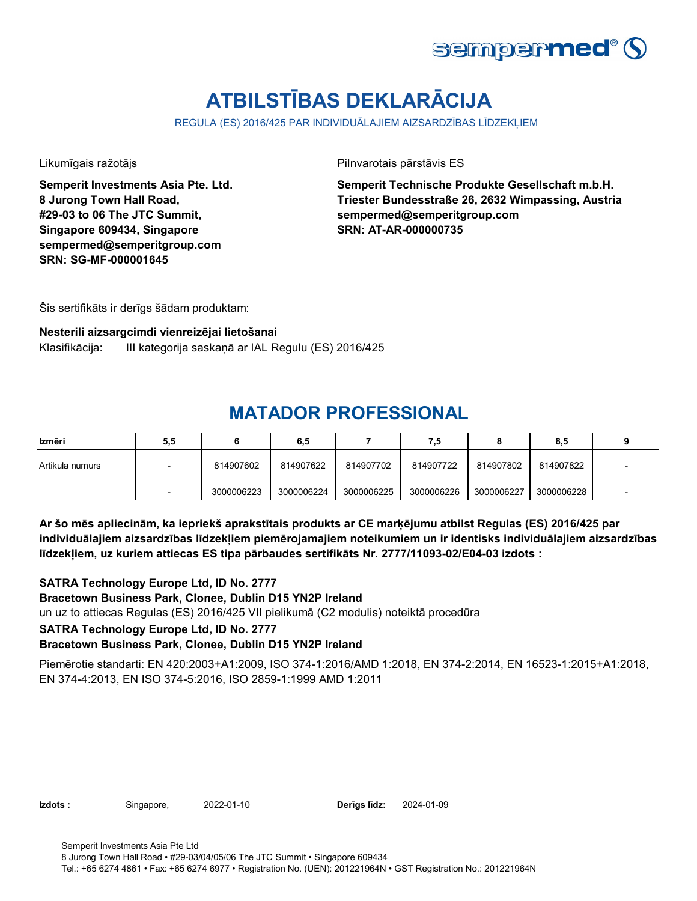# ATBILSTĪBAS DEKLARĀCIJA

REGULA (ES) 2016/425 PAR INDIVIDUĀLAJIEM AIZSARDZĪBAS LĪDZEKĻIEM

Likumīgais ražotājs

**Semperit Investments Asia Pte. Ltd.**
**8 Jurong Town Hall Road,**
**#29-03 to 06 The JTC Summit,**
**Singapore 609434, Singapore**
**sempermed@semperitgroup.com**
**SRN: SG-MF-000001645**

Pilnvarotais pārstāvis ES

**Semperit Technische Produkte Gesellschaft m.b.H.**
**Triester Bundesstraße 26, 2632 Wimpassing, Austria**
**sempermed@semperitgroup.com**
**SRN: AT-AR-000000735**

Šis sertifikāts ir derīgs šādam produktam:

**Nesterili aizsargcimdi vienreizējai lietošanai**

Klasifikācija: III kategorija saskaņā ar IAL Regulu (ES) 2016/425

## MATADOR PROFESSIONAL

| Izmēri | 5,5 | 6 | 6,5 | 7 | 7,5 | 8 | 8,5 | 9 |
|---|---|---|---|---|---|---|---|---|
| Artikula numurs | - | 814907602 | 814907622 | 814907702 | 814907722 | 814907802 | 814907822 | - |
| | - | 3000006223 | 3000006224 | 3000006225 | 3000006226 | 3000006227 | 3000006228 | - |

**Ar šo mēs apliecinām, ka iepriekš aprakstītais produkts ar CE marķējumu atbilst Regulas (ES) 2016/425 par individuālajiem aizsardzības līdzekļiem piemērojamajiem noteikumiem un ir identisks individuālajiem aizsardzības līdzekļiem, uz kuriem attiecas ES tipa pārbaudes sertifikāts Nr. 2777/11093-02/E04-03 izdots :**

**SATRA Technology Europe Ltd, ID No. 2777**
**Bracetown Business Park, Clonee, Dublin D15 YN2P Ireland**
un uz to attiecas Regulas (ES) 2016/425 VII pielikumā (C2 modulis) noteiktā procedūra
**SATRA Technology Europe Ltd, ID No. 2777**
**Bracetown Business Park, Clonee, Dublin D15 YN2P Ireland**

Piemērotie standarti: EN 420:2003+A1:2009, ISO 374-1:2016/AMD 1:2018, EN 374-2:2014, EN 16523-1:2015+A1:2018, EN 374-4:2013, EN ISO 374-5:2016, ISO 2859-1:1999 AMD 1:2011

**Izdots :** Singapore, 2022-01-10 **Derīgs līdz:** 2024-01-09

Semperit Investments Asia Pte Ltd
8 Jurong Town Hall Road • #29-03/04/05/06 The JTC Summit • Singapore 609434
Tel.: +65 6274 4861 • Fax: +65 6274 6977 • Registration No. (UEN): 201221964N • GST Registration No.: 201221964N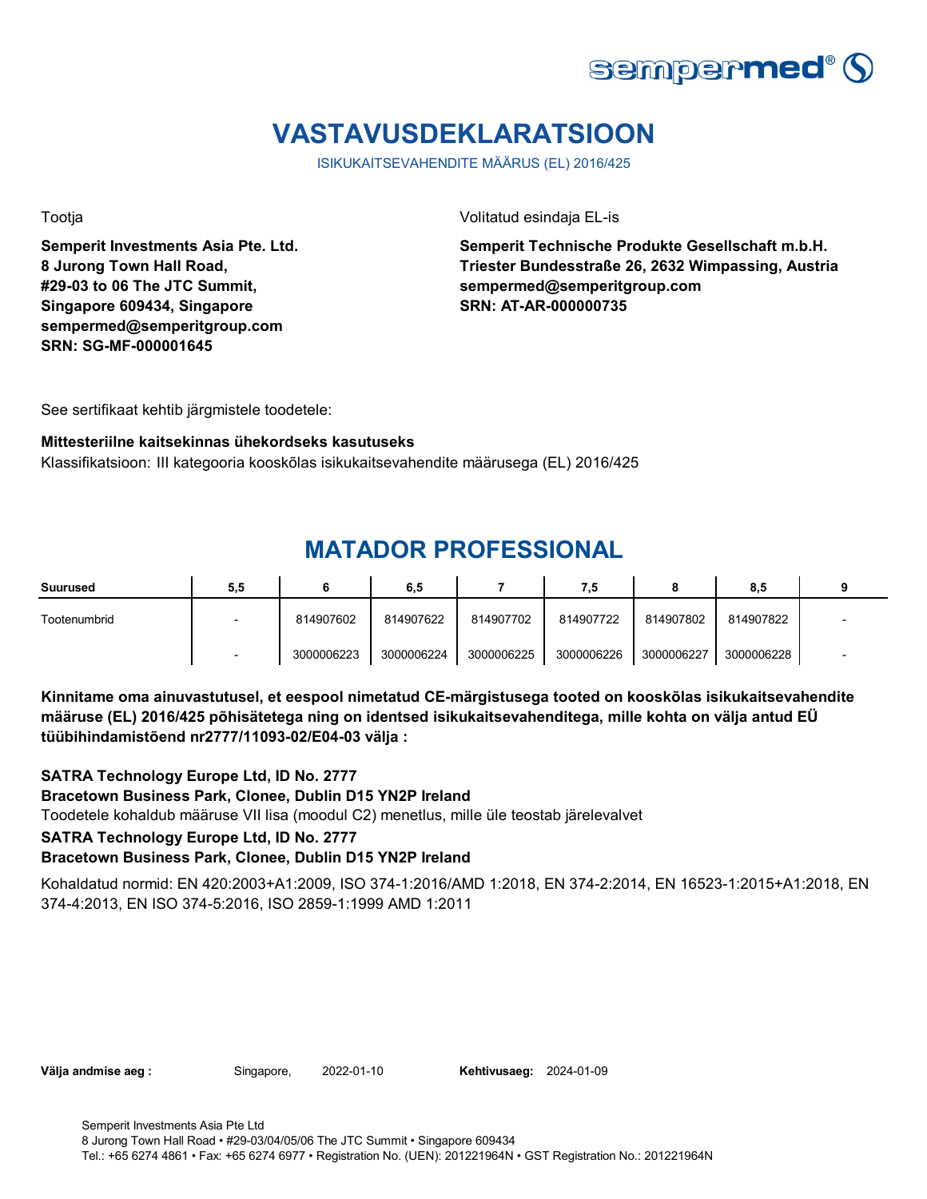# VASTAVUSDEKLARATSIOON

ISIKUKAITSEVAHENDITE MÄÄRUS (EL) 2016/425

Tootja

**Semperit Investments Asia Pte. Ltd.**
**8 Jurong Town Hall Road,**
**#29-03 to 06 The JTC Summit,**
**Singapore 609434, Singapore**
**sempermed@semperitgroup.com**
**SRN: SG-MF-000001645**

Volitatud esindaja EL-is

**Semperit Technische Produkte Gesellschaft m.b.H.**
**Triester Bundesstraße 26, 2632 Wimpassing, Austria**
**sempermed@semperitgroup.com**
**SRN: AT-AR-000000735**

See sertifikaat kehtib järgmistele toodetele:

**Mittesteriilne kaitsekinnas ühekordseks kasutuseks**
Klassifikatsioon: III kategooria kooskõlas isikukaitsevahendite määrusega (EL) 2016/425

## MATADOR PROFESSIONAL

| Suurused | 5,5 | 6 | 6,5 | 7 | 7,5 | 8 | 8,5 | 9 |
|---|---|---|---|---|---|---|---|---|
| Tootenumbrid | - | 814907602 | 814907622 | 814907702 | 814907722 | 814907802 | 814907822 | - |
| | - | 3000006223 | 3000006224 | 3000006225 | 3000006226 | 3000006227 | 3000006228 | - |

**Kinnitame oma ainuvastutusel, et eespool nimetatud CE-märgistusega tooted on kooskõlas isikukaitsevahendite määruse (EL) 2016/425 põhisätetega ning on identsed isikukaitsevahenditega, mille kohta on välja antud EÜ tüübihindamistõend nr2777/11093-02/E04-03 välja :**

**SATRA Technology Europe Ltd, ID No. 2777**
**Bracetown Business Park, Clonee, Dublin D15 YN2P Ireland**
Toodetele kohaldub määruse VII lisa (moodul C2) menetlus, mille üle teostab järelevalvet
**SATRA Technology Europe Ltd, ID No. 2777**
**Bracetown Business Park, Clonee, Dublin D15 YN2P Ireland**

Kohaldatud normid: EN 420:2003+A1:2009, ISO 374-1:2016/AMD 1:2018, EN 374-2:2014, EN 16523-1:2015+A1:2018, EN 374-4:2013, EN ISO 374-5:2016, ISO 2859-1:1999 AMD 1:2011

**Välja andmise aeg :** Singapore, 2022-01-10 **Kehtivusaeg:** 2024-01-09

Semperit Investments Asia Pte Ltd
8 Jurong Town Hall Road • #29-03/04/05/06 The JTC Summit • Singapore 609434
Tel.: +65 6274 4861 • Fax: +65 6274 6977 • Registration No. (UEN): 201221964N • GST Registration No.: 201221964N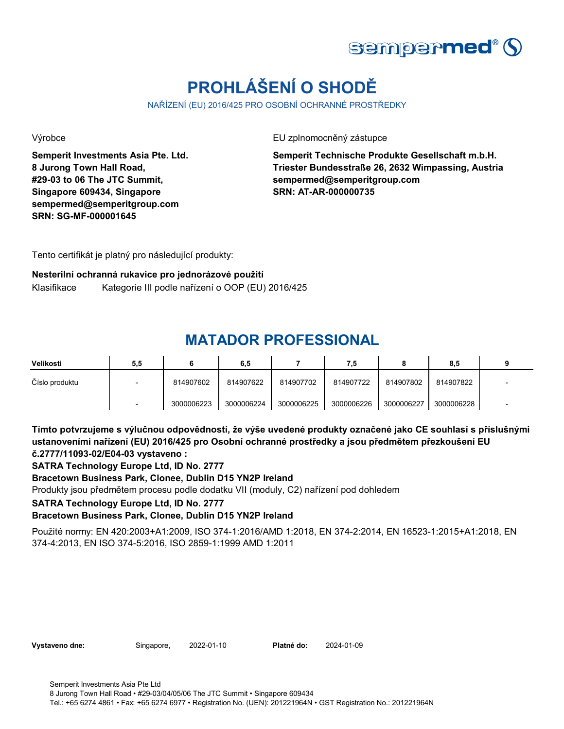# PROHLÁŠENÍ O SHODĚ

NAŘÍZENÍ (EU) 2016/425 PRO OSOBNÍ OCHRANNÉ PROSTŘEDKY

Výrobce

**Semperit Investments Asia Pte. Ltd.**
**8 Jurong Town Hall Road,**
**#29-03 to 06 The JTC Summit,**
**Singapore 609434, Singapore**
**sempermed@semperitgroup.com**
**SRN: SG-MF-000001645**

EU zplnomocněný zástupce

**Semperit Technische Produkte Gesellschaft m.b.H.**
**Triester Bundesstraße 26, 2632 Wimpassing, Austria**
**sempermed@semperitgroup.com**
**SRN: AT-AR-000000735**

Tento certifikát je platný pro následující produkty:

**Nesterilní ochranná rukavice pro jednorázové použití**

Klasifikace Kategorie III podle nařízení o OOP (EU) 2016/425

## MATADOR PROFESSIONAL

| Velikosti | 5,5 | 6 | 6,5 | 7 | 7,5 | 8 | 8,5 | 9 |
|---|---|---|---|---|---|---|---|---|
| Číslo produktu | - | 814907602 | 814907622 | 814907702 | 814907722 | 814907802 | 814907822 | - |
| | - | 3000006223 | 3000006224 | 3000006225 | 3000006226 | 3000006227 | 3000006228 | - |

**Tímto potvrzujeme s výlučnou odpovědností, že výše uvedené produkty označené jako CE souhlasí s příslušnými ustanoveními nařízení (EU) 2016/425 pro Osobní ochranné prostředky a jsou předmětem přezkoušení EU č.2777/11093-02/E04-03 vystaveno :**

**SATRA Technology Europe Ltd, ID No. 2777**

**Bracetown Business Park, Clonee, Dublin D15 YN2P Ireland**

Produkty jsou předmětem procesu podle dodatku VII (moduly, C2) nařízení pod dohledem

**SATRA Technology Europe Ltd, ID No. 2777**

**Bracetown Business Park, Clonee, Dublin D15 YN2P Ireland**

Použité normy: EN 420:2003+A1:2009, ISO 374-1:2016/AMD 1:2018, EN 374-2:2014, EN 16523-1:2015+A1:2018, EN 374-4:2013, EN ISO 374-5:2016, ISO 2859-1:1999 AMD 1:2011

**Vystaveno dne:** Singapore, 2022-01-10 **Platné do:** 2024-01-09

Semperit Investments Asia Pte Ltd
8 Jurong Town Hall Road • #29-03/04/05/06 The JTC Summit • Singapore 609434
Tel.: +65 6274 4861 • Fax: +65 6274 6977 • Registration No. (UEN): 201221964N • GST Registration No.: 201221964N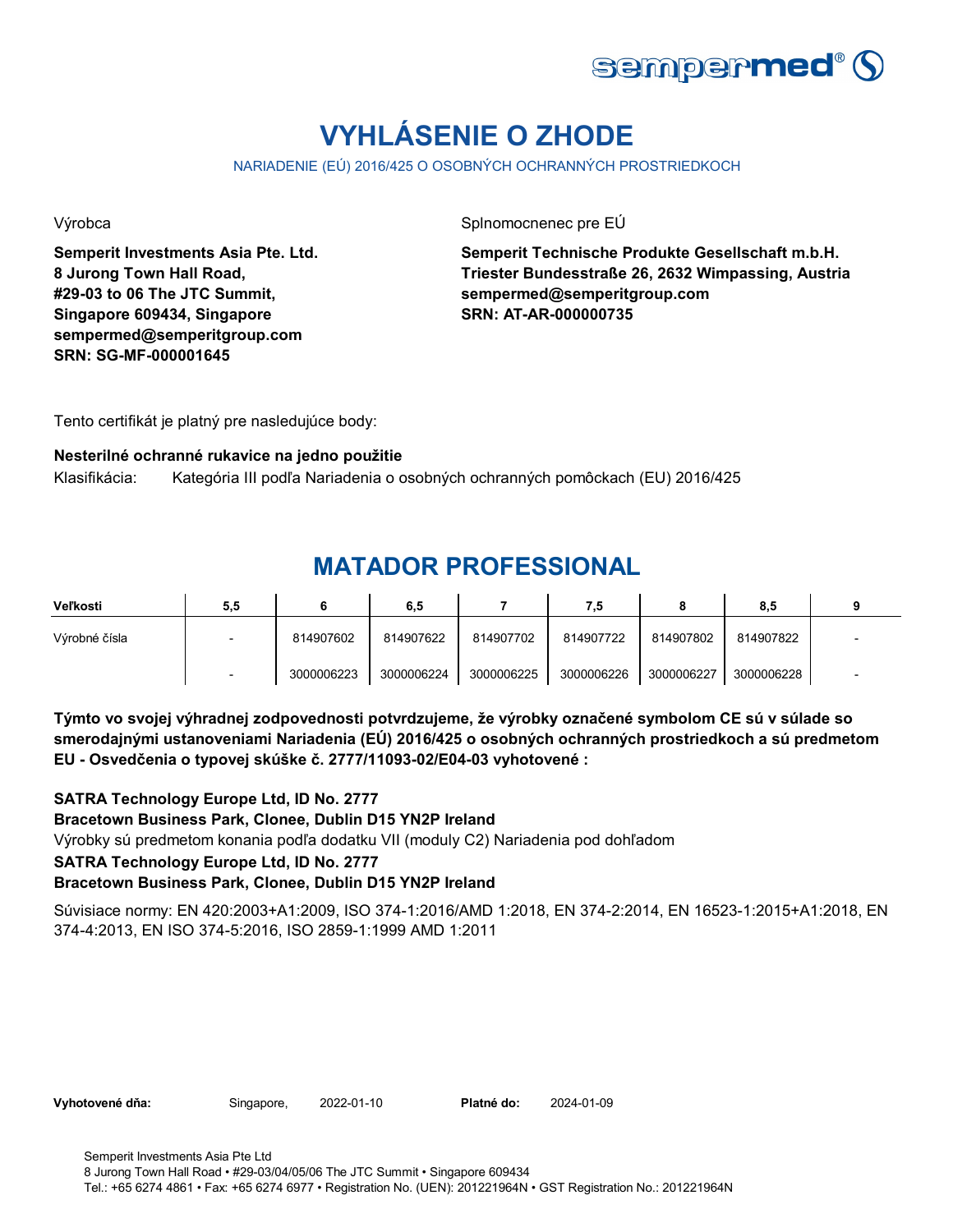# VYHLÁSENIE O ZHODE

NARIADENIE (EÚ) 2016/425 O OSOBNÝCH OCHRANNÝCH PROSTRIEDKOCH

Výrobca

**Semperit Investments Asia Pte. Ltd.**
**8 Jurong Town Hall Road,**
**#29-03 to 06 The JTC Summit,**
**Singapore 609434, Singapore**
**sempermed@semperitgroup.com**
**SRN: SG-MF-000001645**

Splnomocnenec pre EÚ

**Semperit Technische Produkte Gesellschaft m.b.H.**
**Triester Bundesstraße 26, 2632 Wimpassing, Austria**
**sempermed@semperitgroup.com**
**SRN: AT-AR-000000735**

Tento certifikát je platný pre nasledujúce body:

**Nesterilné ochranné rukavice na jedno použitie**

Klasifikácia: Kategória III podľa Nariadenia o osobných ochranných pomôckach (EU) 2016/425

## MATADOR PROFESSIONAL

| Veľkosti | 5,5 | 6 | 6,5 | 7 | 7,5 | 8 | 8,5 | 9 |
|---|---|---|---|---|---|---|---|---|
| Výrobné čísla | - | 814907602 | 814907622 | 814907702 | 814907722 | 814907802 | 814907822 | - |
| | - | 3000006223 | 3000006224 | 3000006225 | 3000006226 | 3000006227 | 3000006228 | - |

**Týmto vo svojej výhradnej zodpovednosti potvrdzujeme, že výrobky označené symbolom CE sú v súlade so smerodajnými ustanoveniami Nariadenia (EÚ) 2016/425 o osobných ochranných prostriedkoch a sú predmetom EU - Osvedčenia o typovej skúške č. 2777/11093-02/E04-03 vyhotovené :**

**SATRA Technology Europe Ltd, ID No. 2777**
**Bracetown Business Park, Clonee, Dublin D15 YN2P Ireland**
Výrobky sú predmetom konania podľa dodatku VII (moduly C2) Nariadenia pod dohľadom
**SATRA Technology Europe Ltd, ID No. 2777**
**Bracetown Business Park, Clonee, Dublin D15 YN2P Ireland**

Súvisiace normy: EN 420:2003+A1:2009, ISO 374-1:2016/AMD 1:2018, EN 374-2:2014, EN 16523-1:2015+A1:2018, EN 374-4:2013, EN ISO 374-5:2016, ISO 2859-1:1999 AMD 1:2011

**Vyhotovené dňa:** Singapore, 2022-01-10 **Platné do:** 2024-01-09

Semperit Investments Asia Pte Ltd
8 Jurong Town Hall Road • #29-03/04/05/06 The JTC Summit • Singapore 609434
Tel.: +65 6274 4861 • Fax: +65 6274 6977 • Registration No. (UEN): 201221964N • GST Registration No.: 201221964N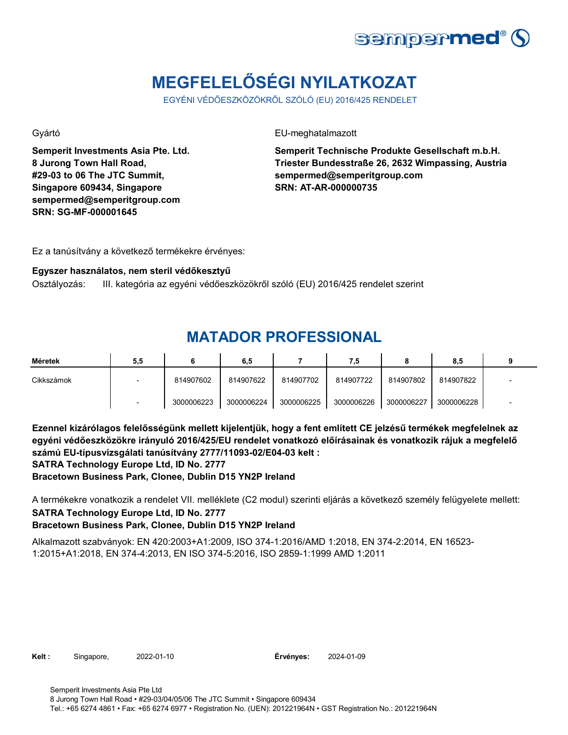# MEGFELELŐSÉGI NYILATKOZAT

EGYÉNI VÉDŐESZKÖZÖKRŐL SZÓLÓ (EU) 2016/425 RENDELET

Gyártó

**Semperit Investments Asia Pte. Ltd.**
**8 Jurong Town Hall Road,**
**#29-03 to 06 The JTC Summit,**
**Singapore 609434, Singapore**
**sempermed@semperitgroup.com**
**SRN: SG-MF-000001645**

EU-meghatalmazott

**Semperit Technische Produkte Gesellschaft m.b.H.**
**Triester Bundesstraße 26, 2632 Wimpassing, Austria**
**sempermed@semperitgroup.com**
**SRN: AT-AR-000000735**

Ez a tanúsítvány a következő termékekre érvényes:

**Egyszer használatos, nem steril védőkesztyű**

Osztályozás: III. kategória az egyéni védőeszközökről szóló (EU) 2016/425 rendelet szerint

## MATADOR PROFESSIONAL

| Méretek | 5,5 | 6 | 6,5 | 7 | 7,5 | 8 | 8,5 | 9 |
|---|---|---|---|---|---|---|---|---|
| Cikkszámok | - | 814907602 | 814907622 | 814907702 | 814907722 | 814907802 | 814907822 | - |
| | - | 3000006223 | 3000006224 | 3000006225 | 3000006226 | 3000006227 | 3000006228 | - |

**Ezennel kizárólagos felelősségünk mellett kijelentjük, hogy a fent említett CE jelzésű termékek megfelelnek az egyéni védőeszközökre irányuló 2016/425/EU rendelet vonatkozó előírásainak és vonatkozik rájuk a megfelelő számú EU-típusvizsgálati tanúsítvány 2777/11093-02/E04-03 kelt :**
**SATRA Technology Europe Ltd, ID No. 2777**
**Bracetown Business Park, Clonee, Dublin D15 YN2P Ireland**

A termékekre vonatkozik a rendelet VII. melléklete (C2 modul) szerinti eljárás a következő személy felügyelete mellett:
**SATRA Technology Europe Ltd, ID No. 2777**
**Bracetown Business Park, Clonee, Dublin D15 YN2P Ireland**

Alkalmazott szabványok: EN 420:2003+A1:2009, ISO 374-1:2016/AMD 1:2018, EN 374-2:2014, EN 16523-1:2015+A1:2018, EN 374-4:2013, EN ISO 374-5:2016, ISO 2859-1:1999 AMD 1:2011

**Kelt :** Singapore, 2022-01-10 **Érvényes:** 2024-01-09

Semperit Investments Asia Pte Ltd
8 Jurong Town Hall Road • #29-03/04/05/06 The JTC Summit • Singapore 609434
Tel.: +65 6274 4861 • Fax: +65 6274 6977 • Registration No. (UEN): 201221964N • GST Registration No.: 201221964N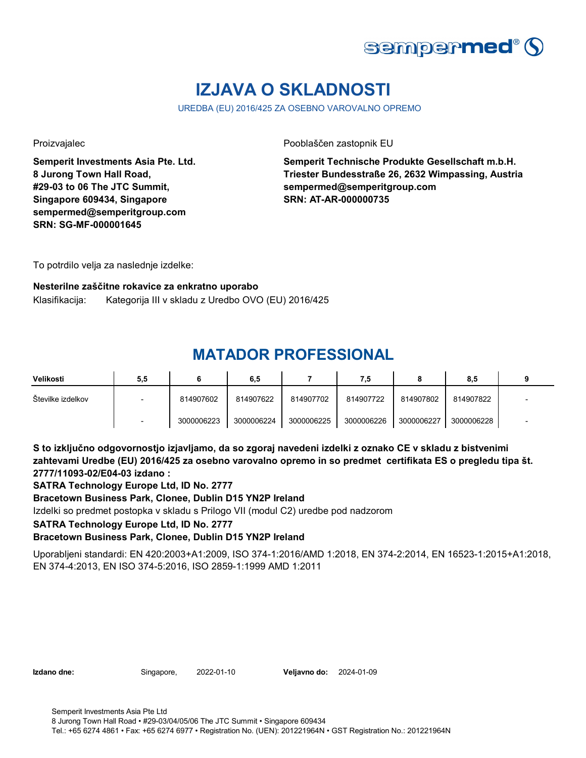sempermed®

# IZJAVA O SKLADNOSTI

UREDBA (EU) 2016/425 ZA OSEBNO VAROVALNO OPREMO

Proizvajalec

**Semperit Investments Asia Pte. Ltd.**
**8 Jurong Town Hall Road,**
**#29-03 to 06 The JTC Summit,**
**Singapore 609434, Singapore**
**sempermed@semperitgroup.com**
**SRN: SG-MF-000001645**

Pooblaščen zastopnik EU

**Semperit Technische Produkte Gesellschaft m.b.H.**
**Triester Bundesstraße 26, 2632 Wimpassing, Austria**
**sempermed@semperitgroup.com**
**SRN: AT-AR-000000735**

To potrdilo velja za naslednje izdelke:

**Nesterilne zaščitne rokavice za enkratno uporabo**

Klasifikacija: Kategorija III v skladu z Uredbo OVO (EU) 2016/425

## MATADOR PROFESSIONAL

| Velikosti | 5,5 | 6 | 6,5 | 7 | 7,5 | 8 | 8,5 | 9 |
|---|---|---|---|---|---|---|---|---|
| Številke izdelkov | - | 814907602 | 814907622 | 814907702 | 814907722 | 814907802 | 814907822 | - |
| | - | 3000006223 | 3000006224 | 3000006225 | 3000006226 | 3000006227 | 3000006228 | - |

**S to izključno odgovornostjo izjavljamo, da so zgoraj navedeni izdelki z oznako CE v skladu z bistvenimi zahtevami Uredbe (EU) 2016/425 za osebno varovalno opremo in so predmet certifikata ES o pregledu tipa št. 2777/11093-02/E04-03 izdano :**

**SATRA Technology Europe Ltd, ID No. 2777**

**Bracetown Business Park, Clonee, Dublin D15 YN2P Ireland**

Izdelki so predmet postopka v skladu s Prilogo VII (modul C2) uredbe pod nadzorom

**SATRA Technology Europe Ltd, ID No. 2777**

**Bracetown Business Park, Clonee, Dublin D15 YN2P Ireland**

Uporabljeni standardi: EN 420:2003+A1:2009, ISO 374-1:2016/AMD 1:2018, EN 374-2:2014, EN 16523-1:2015+A1:2018, EN 374-4:2013, EN ISO 374-5:2016, ISO 2859-1:1999 AMD 1:2011

**Izdano dne:** Singapore, 2022-01-10 **Veljavno do:** 2024-01-09

Semperit Investments Asia Pte Ltd
8 Jurong Town Hall Road • #29-03/04/05/06 The JTC Summit • Singapore 609434
Tel.: +65 6274 4861 • Fax: +65 6274 6977 • Registration No. (UEN): 201221964N • GST Registration No.: 201221964N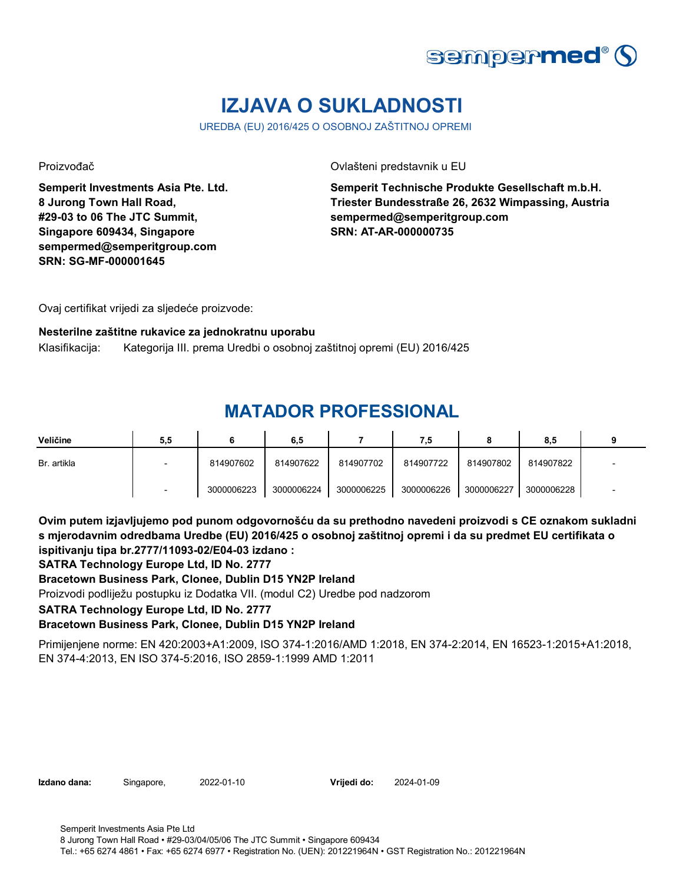# IZJAVA O SUKLADNOSTI

UREDBA (EU) 2016/425 O OSOBNOJ ZAŠTITNOJ OPREMI

Proizvođač

**Semperit Investments Asia Pte. Ltd.**
**8 Jurong Town Hall Road,**
**#29-03 to 06 The JTC Summit,**
**Singapore 609434, Singapore**
**sempermed@semperitgroup.com**
**SRN: SG-MF-000001645**

Ovlašteni predstavnik u EU

**Semperit Technische Produkte Gesellschaft m.b.H.**
**Triester Bundesstraße 26, 2632 Wimpassing, Austria**
**sempermed@semperitgroup.com**
**SRN: AT-AR-000000735**

Ovaj certifikat vrijedi za sljedeće proizvode:

**Nesterilne zaštitne rukavice za jednokratnu uporabu**

Klasifikacija: Kategorija III. prema Uredbi o osobnoj zaštitnoj opremi (EU) 2016/425

## MATADOR PROFESSIONAL

| Veličine | 5,5 | 6 | 6,5 | 7 | 7,5 | 8 | 8,5 | 9 |
|---|---|---|---|---|---|---|---|---|
| Br. artikla | - | 814907602 | 814907622 | 814907702 | 814907722 | 814907802 | 814907822 | - |
| | - | 3000006223 | 3000006224 | 3000006225 | 3000006226 | 3000006227 | 3000006228 | - |

**Ovim putem izjavljujemo pod punom odgovornošću da su prethodno navedeni proizvodi s CE oznakom sukladni s mjerodavnim odredbama Uredbe (EU) 2016/425 o osobnoj zaštitnoj opremi i da su predmet EU certifikata o ispitivanju tipa br.2777/11093-02/E04-03 izdano :**

**SATRA Technology Europe Ltd, ID No. 2777**

**Bracetown Business Park, Clonee, Dublin D15 YN2P Ireland**

Proizvodi podliježu postupku iz Dodatka VII. (modul C2) Uredbe pod nadzorom

**SATRA Technology Europe Ltd, ID No. 2777**

**Bracetown Business Park, Clonee, Dublin D15 YN2P Ireland**

Primijenjene norme: EN 420:2003+A1:2009, ISO 374-1:2016/AMD 1:2018, EN 374-2:2014, EN 16523-1:2015+A1:2018, EN 374-4:2013, EN ISO 374-5:2016, ISO 2859-1:1999 AMD 1:2011

**Izdano dana:** Singapore, 2022-01-10 **Vrijedi do:** 2024-01-09

Semperit Investments Asia Pte Ltd
8 Jurong Town Hall Road • #29-03/04/05/06 The JTC Summit • Singapore 609434
Tel.: +65 6274 4861 • Fax: +65 6274 6977 • Registration No. (UEN): 201221964N • GST Registration No.: 201221964N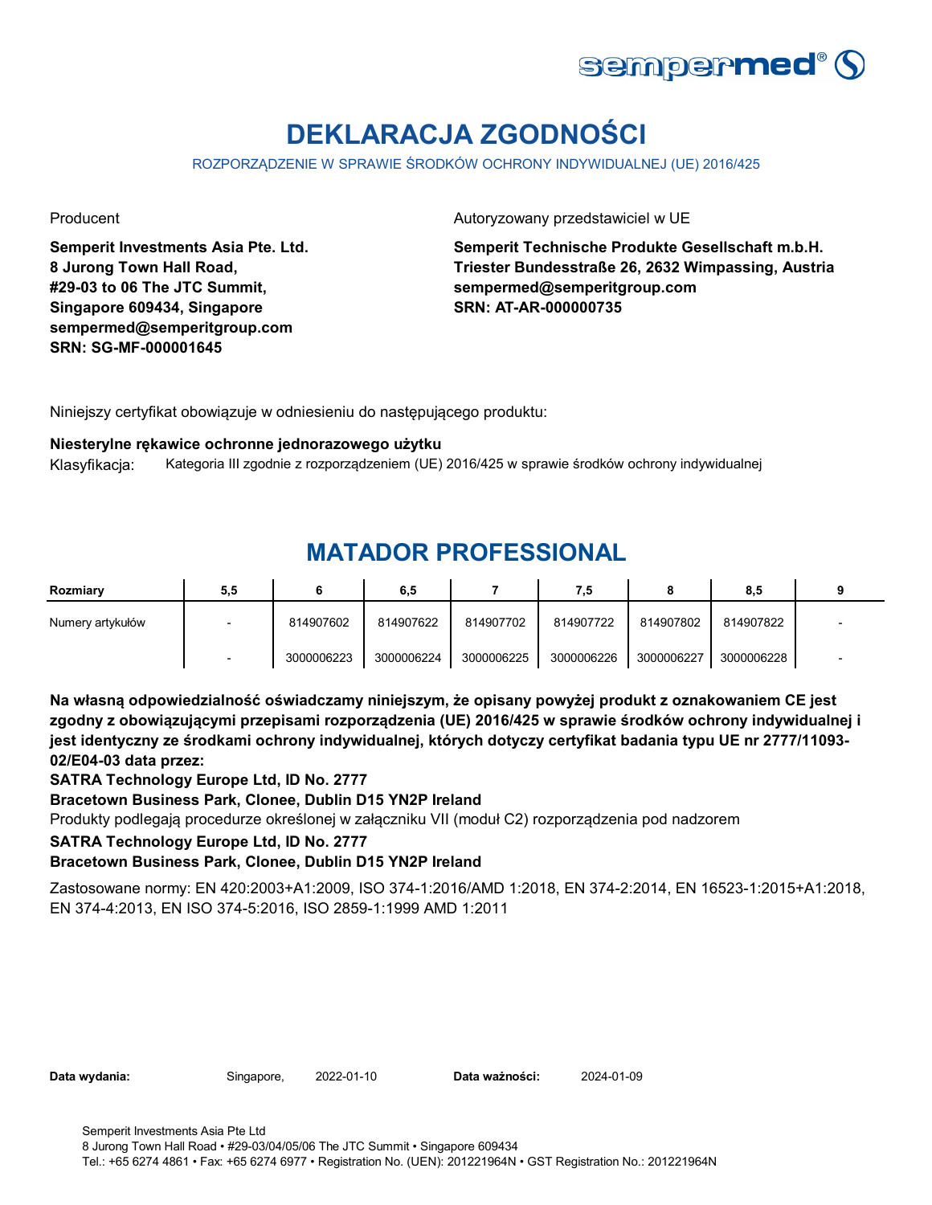# DEKLARACJA ZGODNOŚCI

ROZPORZĄDZENIE W SPRAWIE ŚRODKÓW OCHRONY INDYWIDUALNEJ (UE) 2016/425

Producent

**Semperit Investments Asia Pte. Ltd.**
**8 Jurong Town Hall Road,**
**#29-03 to 06 The JTC Summit,**
**Singapore 609434, Singapore**
**sempermed@semperitgroup.com**
**SRN: SG-MF-000001645**

Autoryzowany przedstawiciel w UE

**Semperit Technische Produkte Gesellschaft m.b.H.**
**Triester Bundesstraße 26, 2632 Wimpassing, Austria**
**sempermed@semperitgroup.com**
**SRN: AT-AR-000000735**

Niniejszy certyfikat obowiązuje w odniesieniu do następującego produktu:

**Niesterylne rękawice ochronne jednorazowego użytku**

Klasyfikacja: Kategoria III zgodnie z rozporządzeniem (UE) 2016/425 w sprawie środków ochrony indywidualnej

## MATADOR PROFESSIONAL

| Rozmiary | 5,5 | 6 | 6,5 | 7 | 7,5 | 8 | 8,5 | 9 |
|---|---|---|---|---|---|---|---|---|
| Numery artykułów | - | 814907602 | 814907622 | 814907702 | 814907722 | 814907802 | 814907822 | - |
| | - | 3000006223 | 3000006224 | 3000006225 | 3000006226 | 3000006227 | 3000006228 | - |

**Na własną odpowiedzialność oświadczamy niniejszym, że opisany powyżej produkt z oznakowaniem CE jest zgodny z obowiązującymi przepisami rozporządzenia (UE) 2016/425 w sprawie środków ochrony indywidualnej i jest identyczny ze środkami ochrony indywidualnej, których dotyczy certyfikat badania typu UE nr 2777/11093-02/E04-03 data przez:**

**SATRA Technology Europe Ltd, ID No. 2777**

**Bracetown Business Park, Clonee, Dublin D15 YN2P Ireland**

Produkty podlegają procedurze określonej w załączniku VII (moduł C2) rozporządzenia pod nadzorem

**SATRA Technology Europe Ltd, ID No. 2777**

**Bracetown Business Park, Clonee, Dublin D15 YN2P Ireland**

Zastosowane normy: EN 420:2003+A1:2009, ISO 374-1:2016/AMD 1:2018, EN 374-2:2014, EN 16523-1:2015+A1:2018, EN 374-4:2013, EN ISO 374-5:2016, ISO 2859-1:1999 AMD 1:2011

**Data wydania:** Singapore, 2022-01-10 **Data ważności:** 2024-01-09

Semperit Investments Asia Pte Ltd
8 Jurong Town Hall Road • #29-03/04/05/06 The JTC Summit • Singapore 609434
Tel.: +65 6274 4861 • Fax: +65 6274 6977 • Registration No. (UEN): 201221964N • GST Registration No.: 201221964N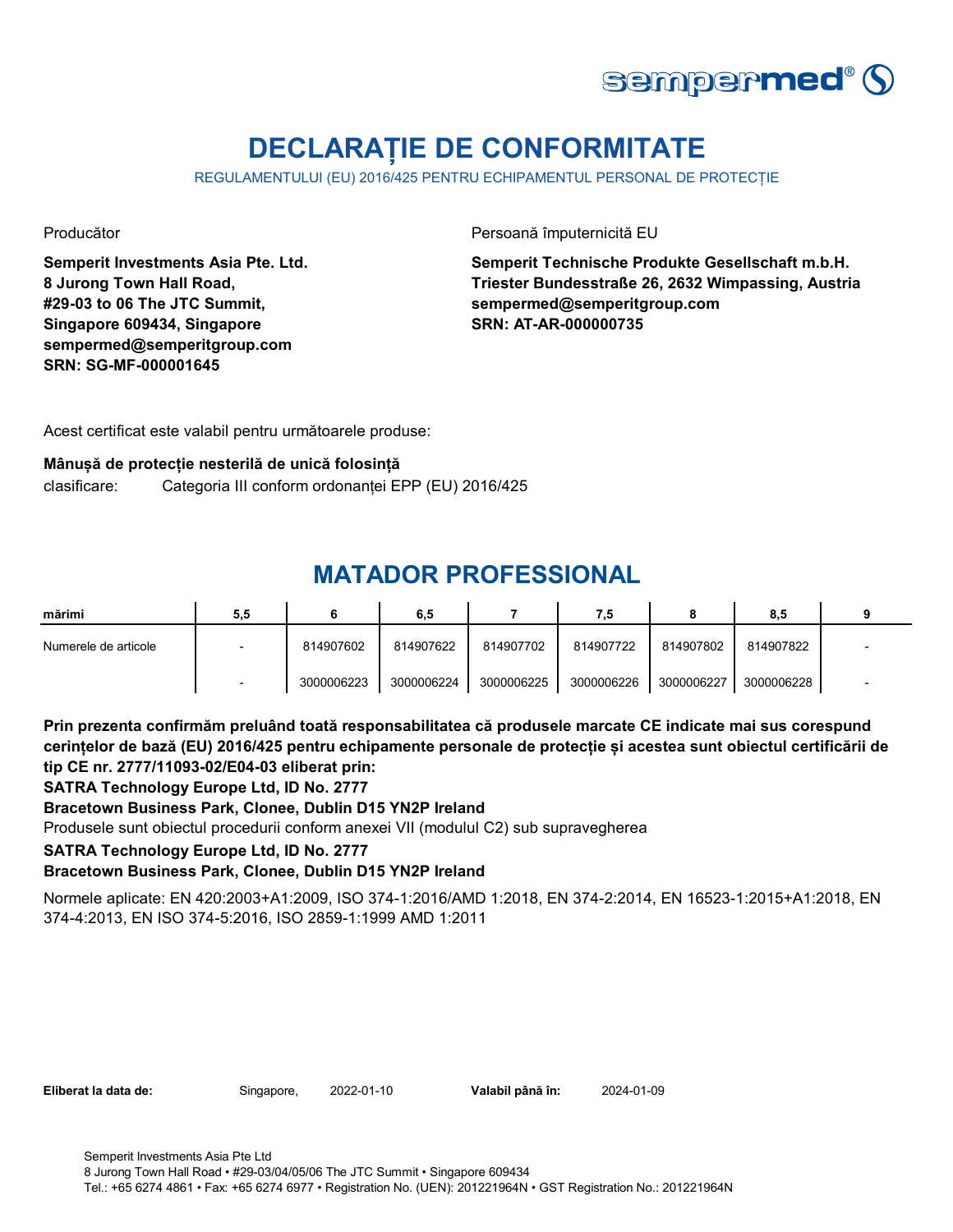# DECLARAȚIE DE CONFORMITATE

REGULAMENTULUI (EU) 2016/425 PENTRU ECHIPAMENTUL PERSONAL DE PROTECȚIE

Producător

**Semperit Investments Asia Pte. Ltd.**
**8 Jurong Town Hall Road,**
**#29-03 to 06 The JTC Summit,**
**Singapore 609434, Singapore**
**sempermed@semperitgroup.com**
**SRN: SG-MF-000001645**

Persoană împuternicită EU

**Semperit Technische Produkte Gesellschaft m.b.H.**
**Triester Bundesstraße 26, 2632 Wimpassing, Austria**
**sempermed@semperitgroup.com**
**SRN: AT-AR-000000735**

Acest certificat este valabil pentru următoarele produse:

**Mânușă de protecție nesterilă de unică folosință**

clasificare: Categoria III conform ordonanței EPP (EU) 2016/425

## MATADOR PROFESSIONAL

| mărimi | 5,5 | 6 | 6,5 | 7 | 7,5 | 8 | 8,5 | 9 |
|---|---|---|---|---|---|---|---|---|
| Numerele de articole | - | 814907602 | 814907622 | 814907702 | 814907722 | 814907802 | 814907822 | - |
| | - | 3000006223 | 3000006224 | 3000006225 | 3000006226 | 3000006227 | 3000006228 | - |

**Prin prezenta confirmăm preluând toată responsabilitatea că produsele marcate CE indicate mai sus corespund cerințelor de bază (EU) 2016/425 pentru echipamente personale de protecție și acestea sunt obiectul certificării de tip CE nr. 2777/11093-02/E04-03 eliberat prin:**

**SATRA Technology Europe Ltd, ID No. 2777**

**Bracetown Business Park, Clonee, Dublin D15 YN2P Ireland**

Produsele sunt obiectul procedurii conform anexei VII (modulul C2) sub supravegherea

**SATRA Technology Europe Ltd, ID No. 2777**

**Bracetown Business Park, Clonee, Dublin D15 YN2P Ireland**

Normele aplicate: EN 420:2003+A1:2009, ISO 374-1:2016/AMD 1:2018, EN 374-2:2014, EN 16523-1:2015+A1:2018, EN 374-4:2013, EN ISO 374-5:2016, ISO 2859-1:1999 AMD 1:2011

**Eliberat la data de:** Singapore, 2022-01-10 **Valabil până în:** 2024-01-09

Semperit Investments Asia Pte Ltd
8 Jurong Town Hall Road • #29-03/04/05/06 The JTC Summit • Singapore 609434
Tel.: +65 6274 4861 • Fax: +65 6274 6977 • Registration No. (UEN): 201221964N • GST Registration No.: 201221964N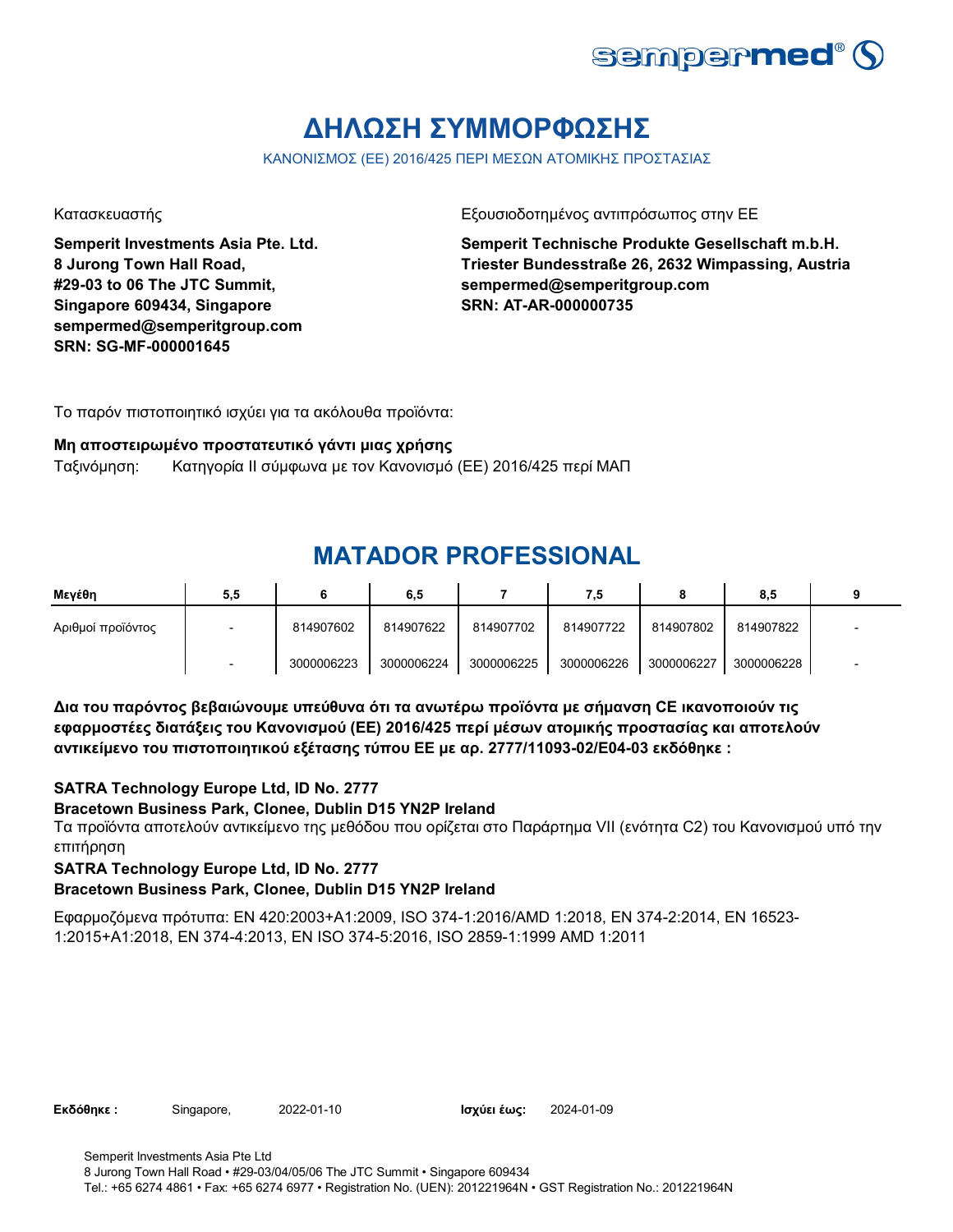# ΔΗΛΩΣΗ ΣΥΜΜΟΡΦΩΣΗΣ

ΚΑΝΟΝΙΣΜΟΣ (ΕΕ) 2016/425 ΠΕΡΙ ΜΕΣΩΝ ΑΤΟΜΙΚΗΣ ΠΡΟΣΤΑΣΙΑΣ

Κατασκευαστής

**Semperit Investments Asia Pte. Ltd.**
**8 Jurong Town Hall Road,**
**#29-03 to 06 The JTC Summit,**
**Singapore 609434, Singapore**
**sempermed@semperitgroup.com**
**SRN: SG-MF-000001645**

Εξουσιοδοτημένος αντιπρόσωπος στην ΕΕ

**Semperit Technische Produkte Gesellschaft m.b.H.**
**Triester Bundesstraße 26, 2632 Wimpassing, Austria**
**sempermed@semperitgroup.com**
**SRN: AT-AR-000000735**

Το παρόν πιστοποιητικό ισχύει για τα ακόλουθα προϊόντα:

**Μη αποστειρωμένο προστατευτικό γάντι μιας χρήσης**

Ταξινόμηση: Κατηγορία II σύμφωνα με τον Κανονισμό (ΕΕ) 2016/425 περί ΜΑΠ

## MATADOR PROFESSIONAL

| Μεγέθη | 5,5 | 6 | 6,5 | 7 | 7,5 | 8 | 8,5 | 9 |
|---|---|---|---|---|---|---|---|---|
| Αριθμοί προϊόντος | - | 814907602 | 814907622 | 814907702 | 814907722 | 814907802 | 814907822 | - |
| | - | 3000006223 | 3000006224 | 3000006225 | 3000006226 | 3000006227 | 3000006228 | - |

**Δια του παρόντος βεβαιώνουμε υπεύθυνα ότι τα ανωτέρω προϊόντα με σήμανση CE ικανοποιούν τις εφαρμοστέες διατάξεις του Κανονισμού (ΕΕ) 2016/425 περί μέσων ατομικής προστασίας και αποτελούν αντικείμενο του πιστοποιητικού εξέτασης τύπου ΕΕ με αρ. 2777/11093-02/E04-03 εκδόθηκε :**

**SATRA Technology Europe Ltd, ID No. 2777**
**Bracetown Business Park, Clonee, Dublin D15 YN2P Ireland**

Τα προϊόντα αποτελούν αντικείμενο της μεθόδου που ορίζεται στο Παράρτημα VII (ενότητα C2) του Κανονισμού υπό την επιτήρηση

**SATRA Technology Europe Ltd, ID No. 2777**
**Bracetown Business Park, Clonee, Dublin D15 YN2P Ireland**

Εφαρμοζόμενα πρότυπα: EN 420:2003+A1:2009, ISO 374-1:2016/AMD 1:2018, EN 374-2:2014, EN 16523-1:2015+A1:2018, EN 374-4:2013, EN ISO 374-5:2016, ISO 2859-1:1999 AMD 1:2011

**Εκδόθηκε :** Singapore, 2022-01-10 **Ισχύει έως:** 2024-01-09

Semperit Investments Asia Pte Ltd
8 Jurong Town Hall Road • #29-03/04/05/06 The JTC Summit • Singapore 609434
Tel.: +65 6274 4861 • Fax: +65 6274 6977 • Registration No. (UEN): 201221964N • GST Registration No.: 201221964N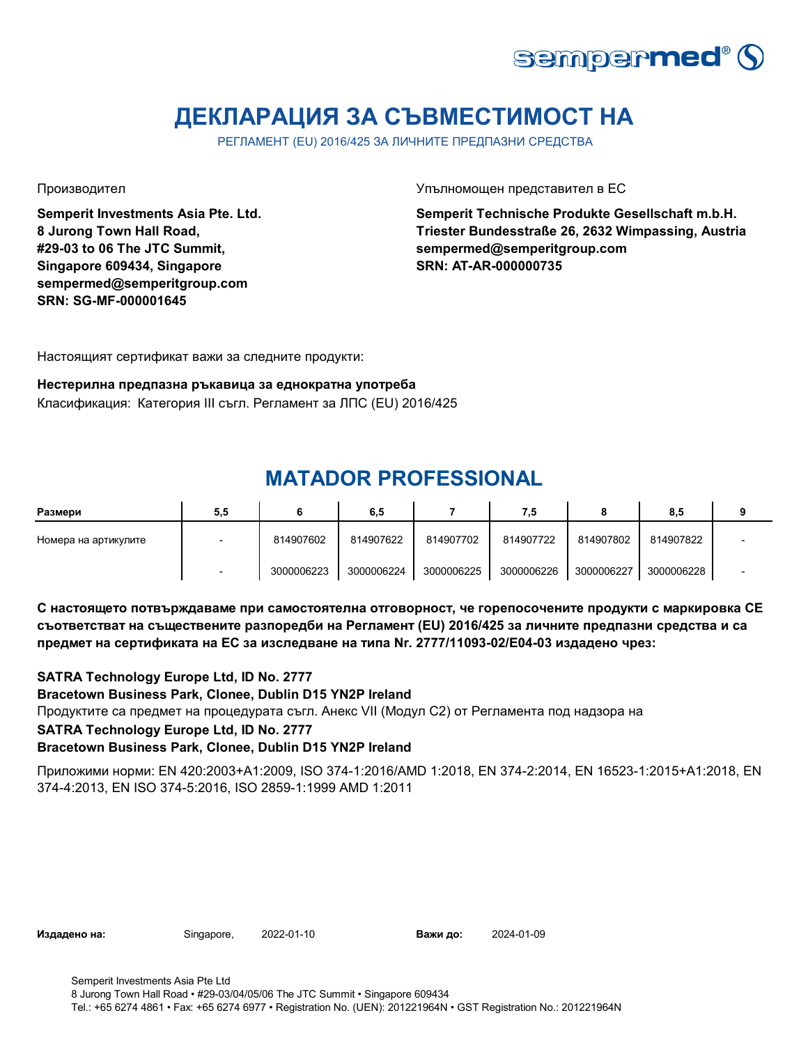# ДЕКЛАРАЦИЯ ЗА СЪВМЕСТИМОСТ НА

РЕГЛАМЕНТ (EU) 2016/425 ЗА ЛИЧНИТЕ ПРЕДПАЗНИ СРЕДСТВА

Производител

**Semperit Investments Asia Pte. Ltd.**
**8 Jurong Town Hall Road,**
**#29-03 to 06 The JTC Summit,**
**Singapore 609434, Singapore**
**sempermed@semperitgroup.com**
**SRN: SG-MF-000001645**

Упълномощен представител в ЕС

**Semperit Technische Produkte Gesellschaft m.b.H.**
**Triester Bundesstraße 26, 2632 Wimpassing, Austria**
**sempermed@semperitgroup.com**
**SRN: AT-AR-000000735**

Настоящият сертификат важи за следните продукти:

**Нестерилна предпазна ръкавица за еднократна употреба**
Класификация: Категория III съгл. Регламент за ЛПС (EU) 2016/425

## MATADOR PROFESSIONAL

| Размери | 5,5 | 6 | 6,5 | 7 | 7,5 | 8 | 8,5 | 9 |
|---|---|---|---|---|---|---|---|---|
| Номера на артикулите | - | 814907602 | 814907622 | 814907702 | 814907722 | 814907802 | 814907822 | - |
| | - | 3000006223 | 3000006224 | 3000006225 | 3000006226 | 3000006227 | 3000006228 | - |

**С настоящето потвърждаваме при самостоятелна отговорност, че горепосочените продукти с маркировка CE съответстват на съществените разпоредби на Регламент (EU) 2016/425 за личните предпазни средства и са предмет на сертификата на ЕС за изследване на типа Nr. 2777/11093-02/E04-03 издадено чрез:**

**SATRA Technology Europe Ltd, ID No. 2777**
**Bracetown Business Park, Clonee, Dublin D15 YN2P Ireland**
Продуктите са предмет на процедурата съгл. Анекс VII (Модул C2) от Регламента под надзора на
**SATRA Technology Europe Ltd, ID No. 2777**
**Bracetown Business Park, Clonee, Dublin D15 YN2P Ireland**

Приложими норми: EN 420:2003+A1:2009, ISO 374-1:2016/AMD 1:2018, EN 374-2:2014, EN 16523-1:2015+A1:2018, EN 374-4:2013, EN ISO 374-5:2016, ISO 2859-1:1999 AMD 1:2011

**Издадено на:** Singapore, 2022-01-10 **Важи до:** 2024-01-09

Semperit Investments Asia Pte Ltd
8 Jurong Town Hall Road • #29-03/04/05/06 The JTC Summit • Singapore 609434
Tel.: +65 6274 4861 • Fax: +65 6274 6977 • Registration No. (UEN): 201221964N • GST Registration No.: 201221964N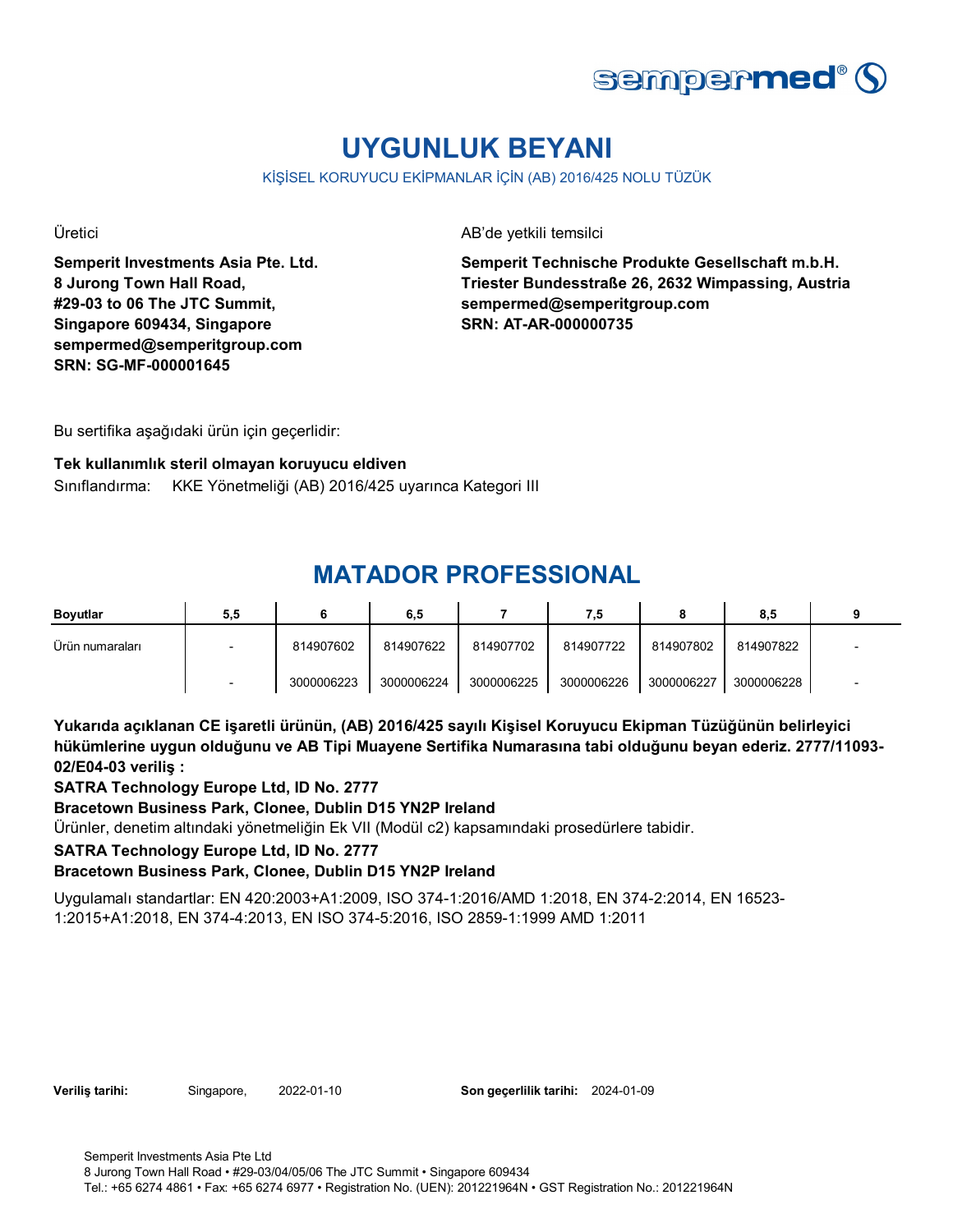# UYGUNLUK BEYANI

KİŞİSEL KORUYUCU EKİPMANLAR İÇİN (AB) 2016/425 NOLU TÜZÜK

Üretici

**Semperit Investments Asia Pte. Ltd.**
**8 Jurong Town Hall Road,**
**#29-03 to 06 The JTC Summit,**
**Singapore 609434, Singapore**
**sempermed@semperitgroup.com**
**SRN: SG-MF-000001645**

AB'de yetkili temsilci

**Semperit Technische Produkte Gesellschaft m.b.H.**
**Triester Bundesstraße 26, 2632 Wimpassing, Austria**
**sempermed@semperitgroup.com**
**SRN: AT-AR-000000735**

Bu sertifika aşağıdaki ürün için geçerlidir:

**Tek kullanımlık steril olmayan koruyucu eldiven**

Sınıflandırma: KKE Yönetmeliği (AB) 2016/425 uyarınca Kategori III

## MATADOR PROFESSIONAL

| Boyutlar | 5,5 | 6 | 6,5 | 7 | 7,5 | 8 | 8,5 | 9 |
|---|---|---|---|---|---|---|---|---|
| Ürün numaraları | - | 814907602 | 814907622 | 814907702 | 814907722 | 814907802 | 814907822 | - |
| | - | 3000006223 | 3000006224 | 3000006225 | 3000006226 | 3000006227 | 3000006228 | - |

**Yukarıda açıklanan CE işaretli ürünün, (AB) 2016/425 sayılı Kişisel Koruyucu Ekipman Tüzüğünün belirleyici hükümlerine uygun olduğunu ve AB Tipi Muayene Sertifika Numarasına tabi olduğunu beyan ederiz. 2777/11093-02/E04-03 veriliş :**

**SATRA Technology Europe Ltd, ID No. 2777**

**Bracetown Business Park, Clonee, Dublin D15 YN2P Ireland**

Ürünler, denetim altındaki yönetmeliğin Ek VII (Modül c2) kapsamındaki prosedürlere tabidir.

**SATRA Technology Europe Ltd, ID No. 2777**

**Bracetown Business Park, Clonee, Dublin D15 YN2P Ireland**

Uygulamalı standartlar: EN 420:2003+A1:2009, ISO 374-1:2016/AMD 1:2018, EN 374-2:2014, EN 16523-1:2015+A1:2018, EN 374-4:2013, EN ISO 374-5:2016, ISO 2859-1:1999 AMD 1:2011

**Veriliş tarihi:** Singapore, 2022-01-10 **Son geçerlilik tarihi:** 2024-01-09

Semperit Investments Asia Pte Ltd
8 Jurong Town Hall Road • #29-03/04/05/06 The JTC Summit • Singapore 609434
Tel.: +65 6274 4861 • Fax: +65 6274 6977 • Registration No. (UEN): 201221964N • GST Registration No.: 201221964N